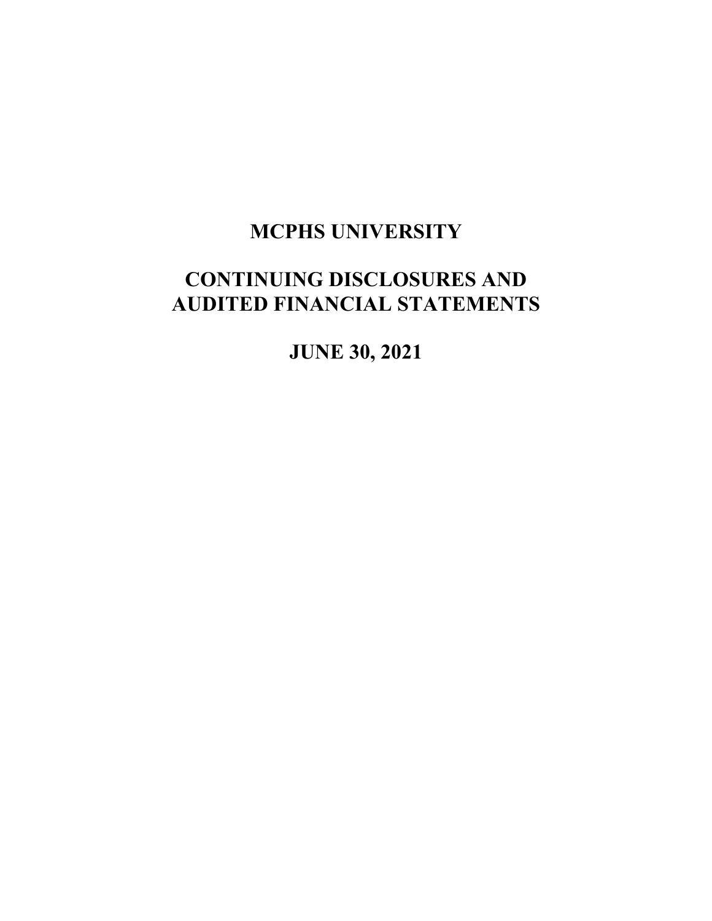# MCPHS UNIVERSITY

# CONTINUING DISCLOSURES AND AUDITED FINANCIAL STATEMENTS

# JUNE 30, 2021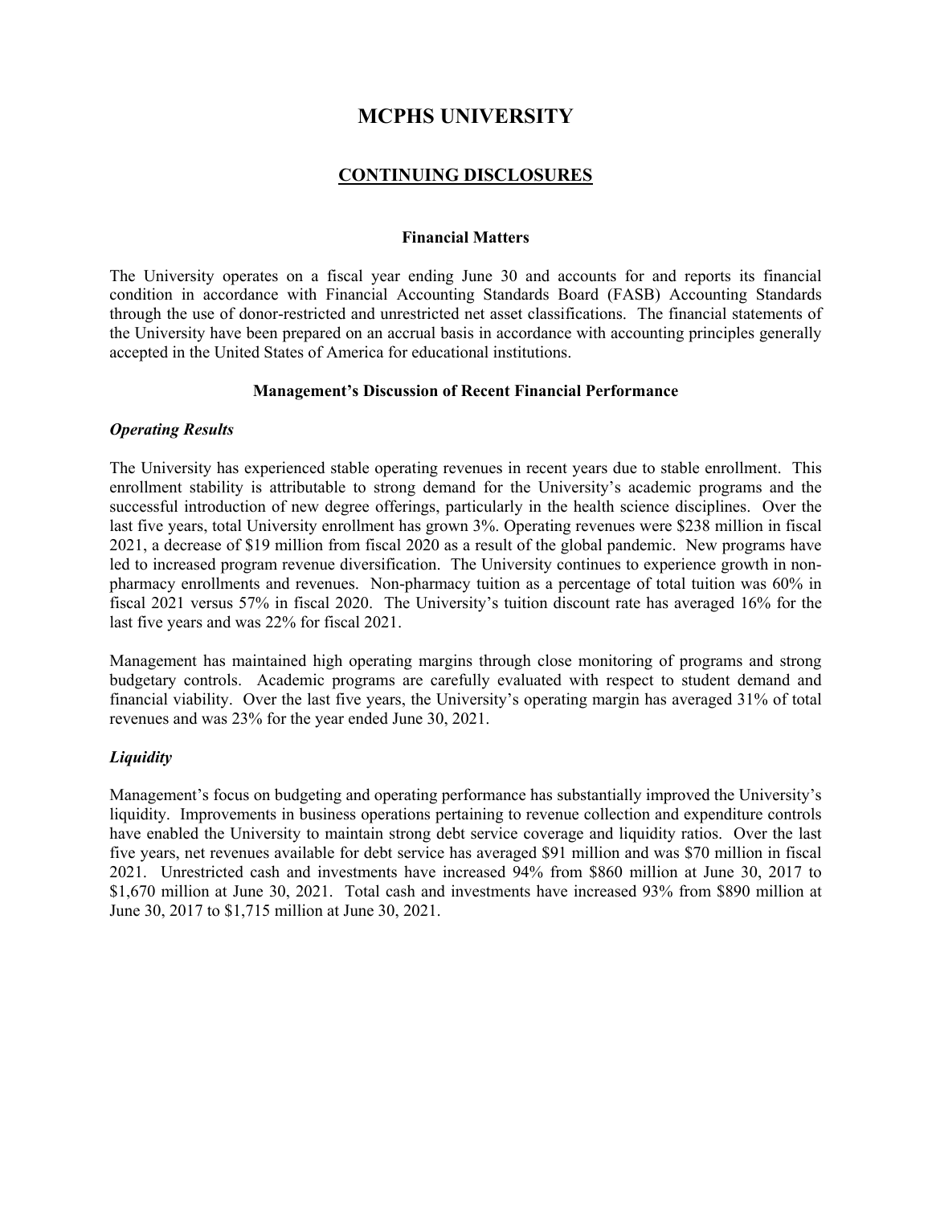# MCPHS UNIVERSITY

## CONTINUING DISCLOSURES

### Financial Matters

The University operates on a fiscal year ending June 30 and accounts for and reports its financial condition in accordance with Financial Accounting Standards Board (FASB) Accounting Standards through the use of donor-restricted and unrestricted net asset classifications. The financial statements of the University have been prepared on an accrual basis in accordance with accounting principles generally accepted in the United States of America for educational institutions.

### Management's Discussion of Recent Financial Performance

***Operating Results***

The University has experienced stable operating revenues in recent years due to stable enrollment. This enrollment stability is attributable to strong demand for the University's academic programs and the successful introduction of new degree offerings, particularly in the health science disciplines. Over the last five years, total University enrollment has grown 3%. Operating revenues were $238 million in fiscal 2021, a decrease of $19 million from fiscal 2020 as a result of the global pandemic. New programs have led to increased program revenue diversification. The University continues to experience growth in non-pharmacy enrollments and revenues. Non-pharmacy tuition as a percentage of total tuition was 60% in fiscal 2021 versus 57% in fiscal 2020. The University's tuition discount rate has averaged 16% for the last five years and was 22% for fiscal 2021.

Management has maintained high operating margins through close monitoring of programs and strong budgetary controls. Academic programs are carefully evaluated with respect to student demand and financial viability. Over the last five years, the University's operating margin has averaged 31% of total revenues and was 23% for the year ended June 30, 2021.

***Liquidity***

Management's focus on budgeting and operating performance has substantially improved the University's liquidity. Improvements in business operations pertaining to revenue collection and expenditure controls have enabled the University to maintain strong debt service coverage and liquidity ratios. Over the last five years, net revenues available for debt service has averaged $91 million and was $70 million in fiscal 2021. Unrestricted cash and investments have increased 94% from $860 million at June 30, 2017 to $1,670 million at June 30, 2021. Total cash and investments have increased 93% from $890 million at June 30, 2017 to $1,715 million at June 30, 2021.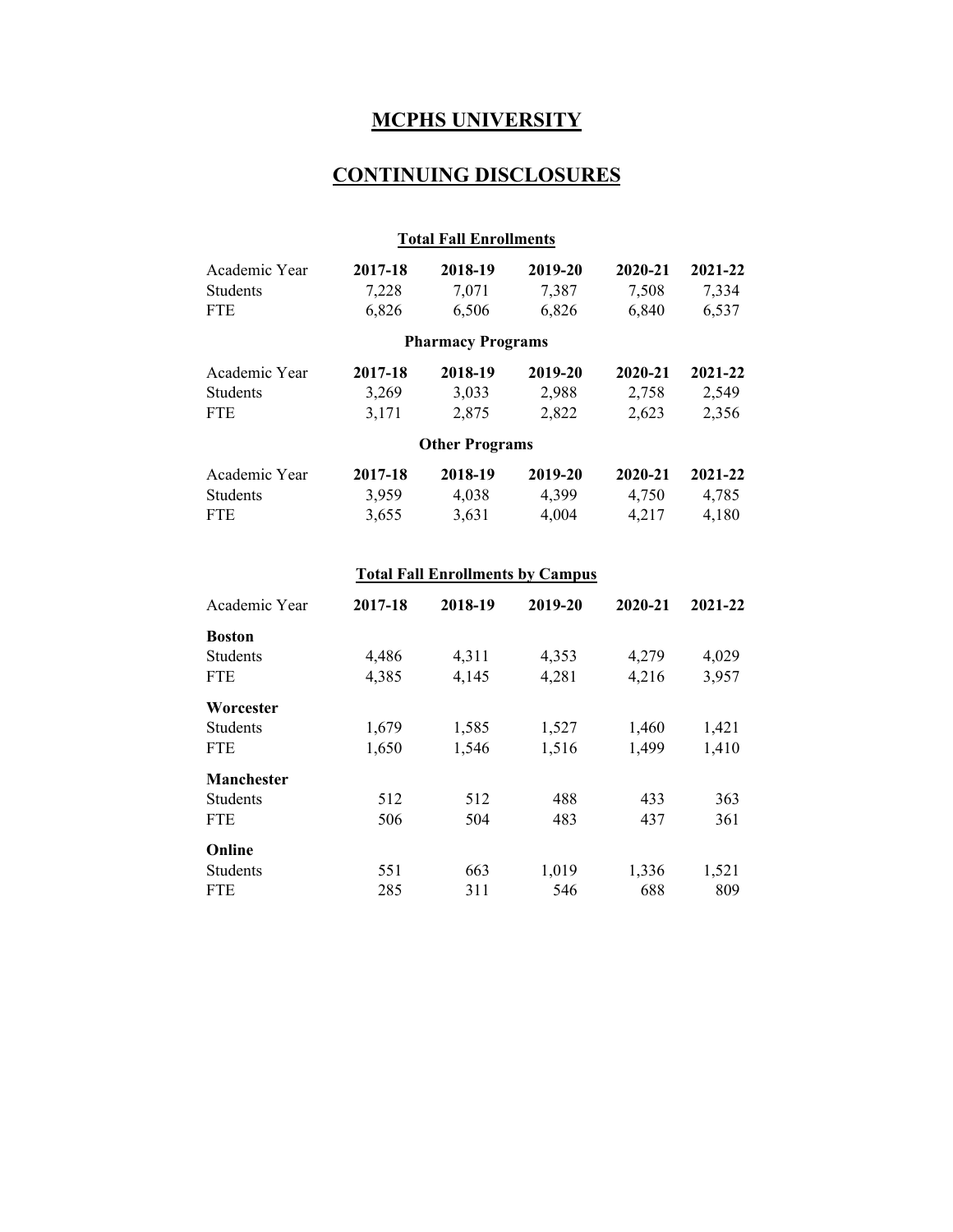# MCPHS UNIVERSITY

## CONTINUING DISCLOSURES

### Total Fall Enrollments

| Academic Year | 2017-18 | 2018-19 | 2019-20 | 2020-21 | 2021-22 |
|---|---|---|---|---|---|
| Students | 7,228 | 7,071 | 7,387 | 7,508 | 7,334 |
| FTE | 6,826 | 6,506 | 6,826 | 6,840 | 6,537 |

**Pharmacy Programs**

| Academic Year | 2017-18 | 2018-19 | 2019-20 | 2020-21 | 2021-22 |
|---|---|---|---|---|---|
| Students | 3,269 | 3,033 | 2,988 | 2,758 | 2,549 |
| FTE | 3,171 | 2,875 | 2,822 | 2,623 | 2,356 |

**Other Programs**

| Academic Year | 2017-18 | 2018-19 | 2019-20 | 2020-21 | 2021-22 |
|---|---|---|---|---|---|
| Students | 3,959 | 4,038 | 4,399 | 4,750 | 4,785 |
| FTE | 3,655 | 3,631 | 4,004 | 4,217 | 4,180 |

### Total Fall Enrollments by Campus

| Academic Year | 2017-18 | 2018-19 | 2019-20 | 2020-21 | 2021-22 |
|---|---|---|---|---|---|
| **Boston** | | | | | |
| Students | 4,486 | 4,311 | 4,353 | 4,279 | 4,029 |
| FTE | 4,385 | 4,145 | 4,281 | 4,216 | 3,957 |
| **Worcester** | | | | | |
| Students | 1,679 | 1,585 | 1,527 | 1,460 | 1,421 |
| FTE | 1,650 | 1,546 | 1,516 | 1,499 | 1,410 |
| **Manchester** | | | | | |
| Students | 512 | 512 | 488 | 433 | 363 |
| FTE | 506 | 504 | 483 | 437 | 361 |
| **Online** | | | | | |
| Students | 551 | 663 | 1,019 | 1,336 | 1,521 |
| FTE | 285 | 311 | 546 | 688 | 809 |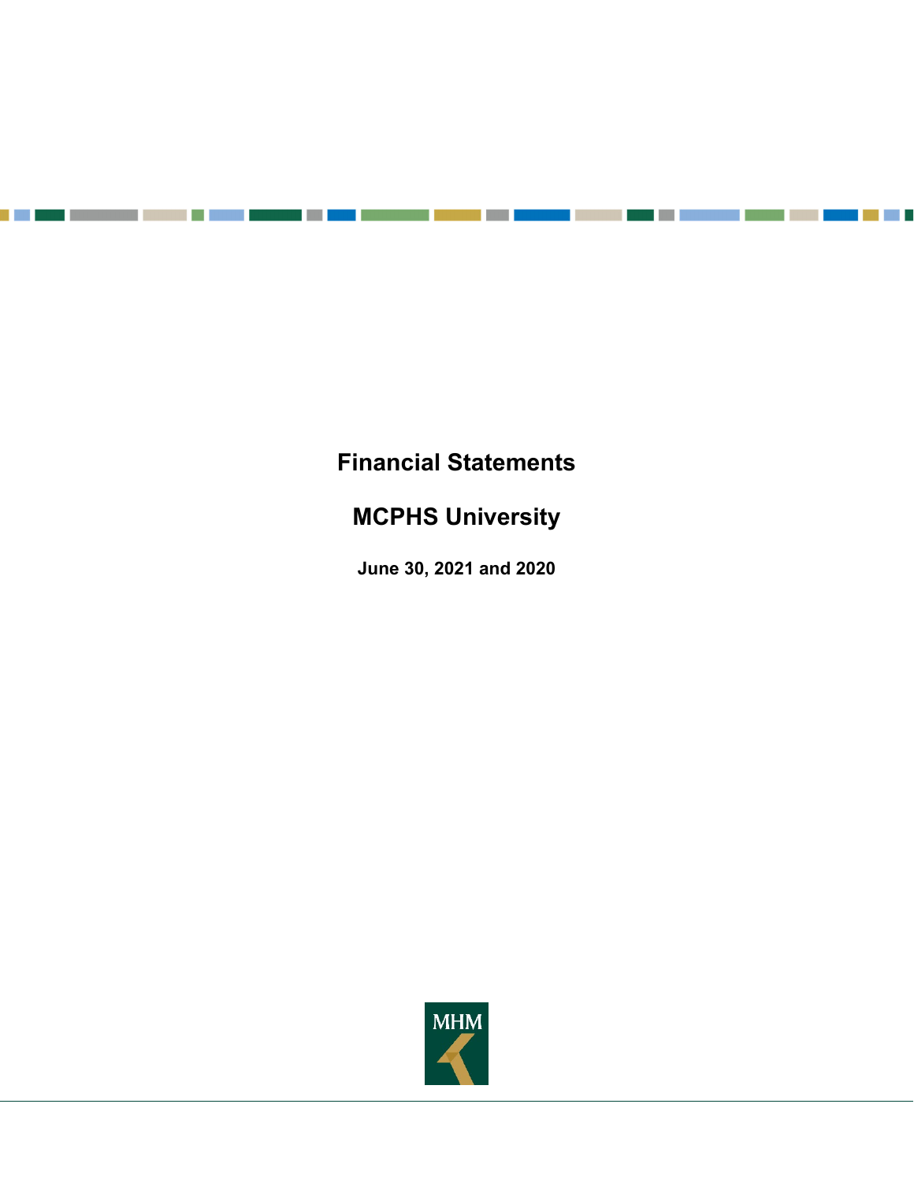# Financial Statements

# MCPHS University

### June 30, 2021 and 2020

MHM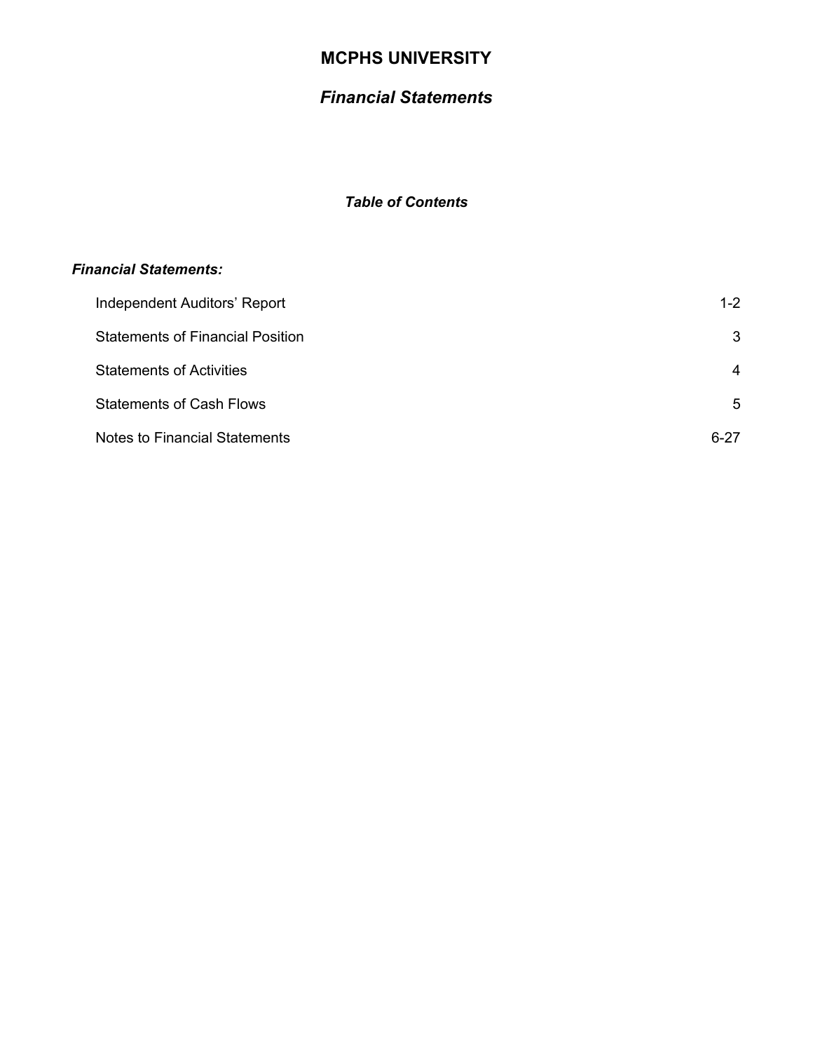# MCPHS UNIVERSITY

## *Financial Statements*

### *Table of Contents*

***Financial Statements:***

| | |
|---|---|
| Independent Auditors' Report | 1-2 |
| Statements of Financial Position | 3 |
| Statements of Activities | 4 |
| Statements of Cash Flows | 5 |
| Notes to Financial Statements | 6-27 |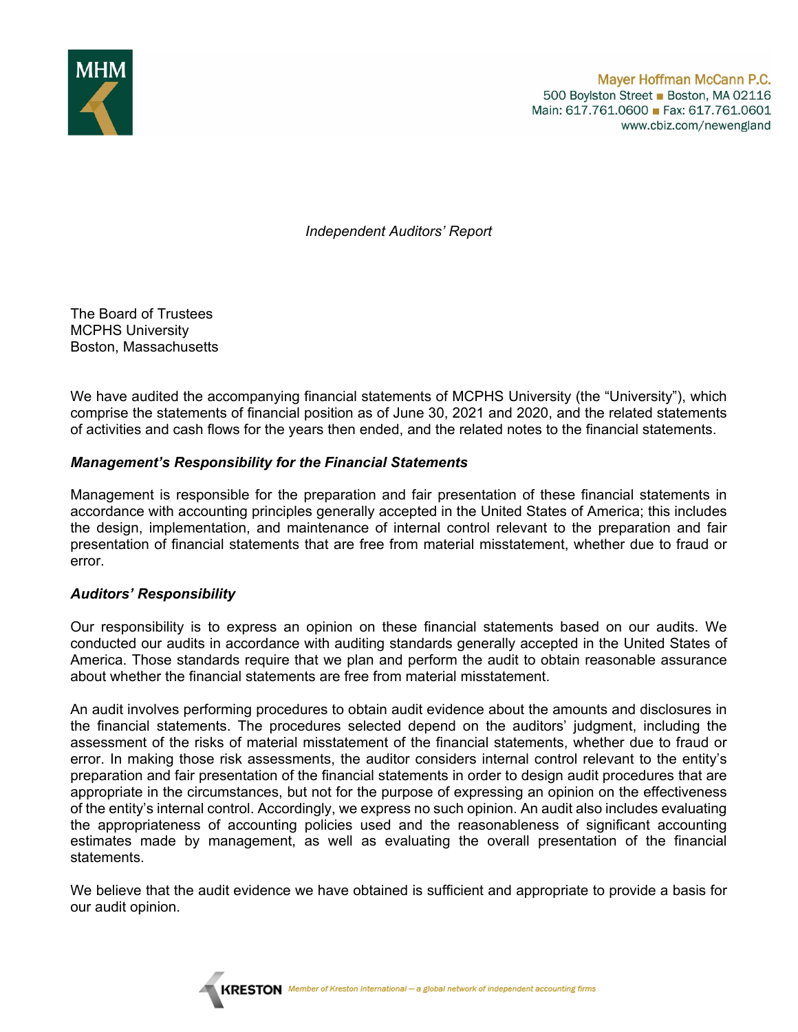Mayer Hoffman McCann P.C.
500 Boylston Street ■ Boston, MA 02116
Main: 617.761.0600 ■ Fax: 617.761.0601
www.cbiz.com/newengland

*Independent Auditors' Report*

The Board of Trustees
MCPHS University
Boston, Massachusetts

We have audited the accompanying financial statements of MCPHS University (the "University"), which comprise the statements of financial position as of June 30, 2021 and 2020, and the related statements of activities and cash flows for the years then ended, and the related notes to the financial statements.

***Management's Responsibility for the Financial Statements***

Management is responsible for the preparation and fair presentation of these financial statements in accordance with accounting principles generally accepted in the United States of America; this includes the design, implementation, and maintenance of internal control relevant to the preparation and fair presentation of financial statements that are free from material misstatement, whether due to fraud or error.

***Auditors' Responsibility***

Our responsibility is to express an opinion on these financial statements based on our audits. We conducted our audits in accordance with auditing standards generally accepted in the United States of America. Those standards require that we plan and perform the audit to obtain reasonable assurance about whether the financial statements are free from material misstatement.

An audit involves performing procedures to obtain audit evidence about the amounts and disclosures in the financial statements. The procedures selected depend on the auditors' judgment, including the assessment of the risks of material misstatement of the financial statements, whether due to fraud or error. In making those risk assessments, the auditor considers internal control relevant to the entity's preparation and fair presentation of the financial statements in order to design audit procedures that are appropriate in the circumstances, but not for the purpose of expressing an opinion on the effectiveness of the entity's internal control. Accordingly, we express no such opinion. An audit also includes evaluating the appropriateness of accounting policies used and the reasonableness of significant accounting estimates made by management, as well as evaluating the overall presentation of the financial statements.

We believe that the audit evidence we have obtained is sufficient and appropriate to provide a basis for our audit opinion.

KRESTON *Member of Kreston International – a global network of independent accounting firms*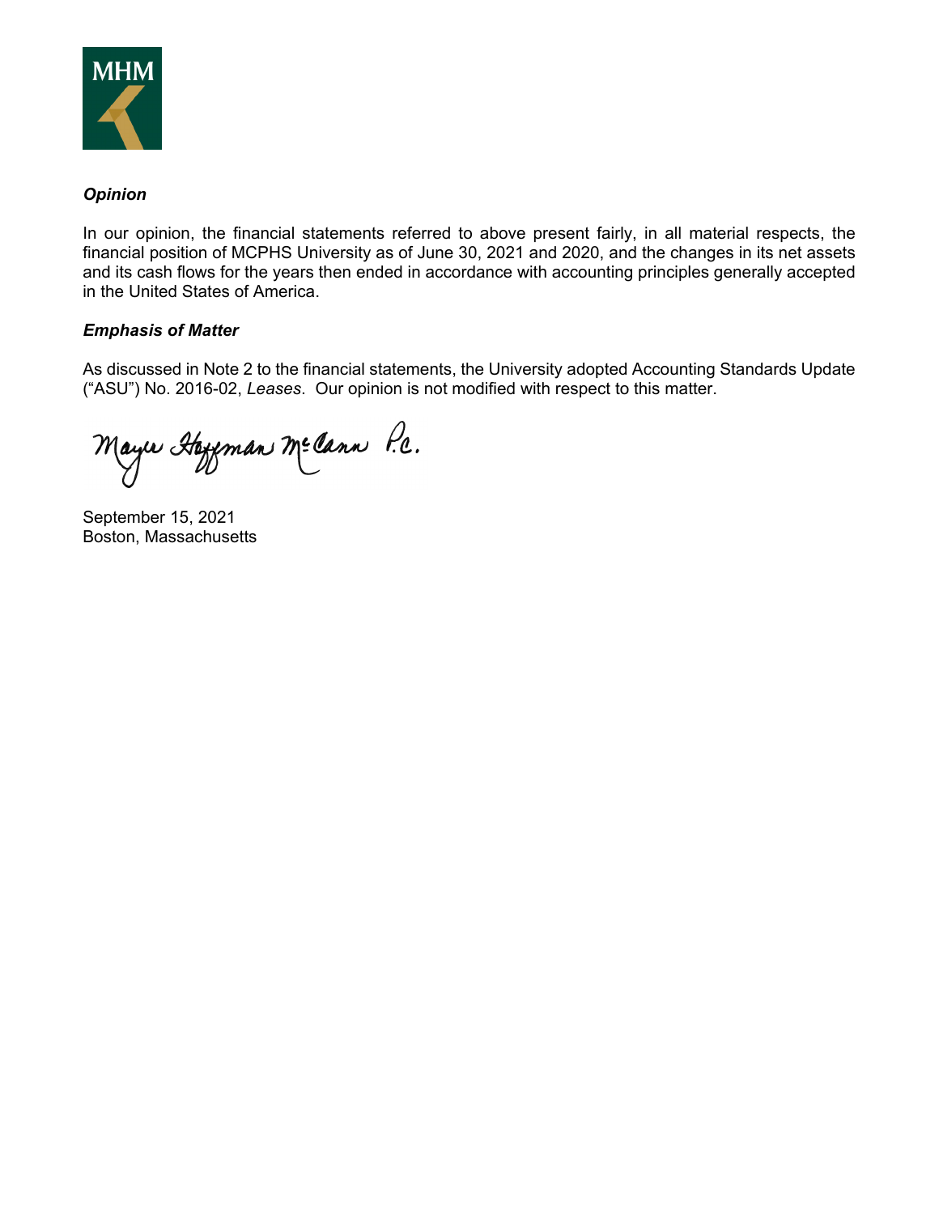***Opinion***

In our opinion, the financial statements referred to above present fairly, in all material respects, the financial position of MCPHS University as of June 30, 2021 and 2020, and the changes in its net assets and its cash flows for the years then ended in accordance with accounting principles generally accepted in the United States of America.

***Emphasis of Matter***

As discussed in Note 2 to the financial statements, the University adopted Accounting Standards Update ("ASU") No. 2016-02, *Leases*. Our opinion is not modified with respect to this matter.

Mayer Hoffman McCann P.C.

September 15, 2021
Boston, Massachusetts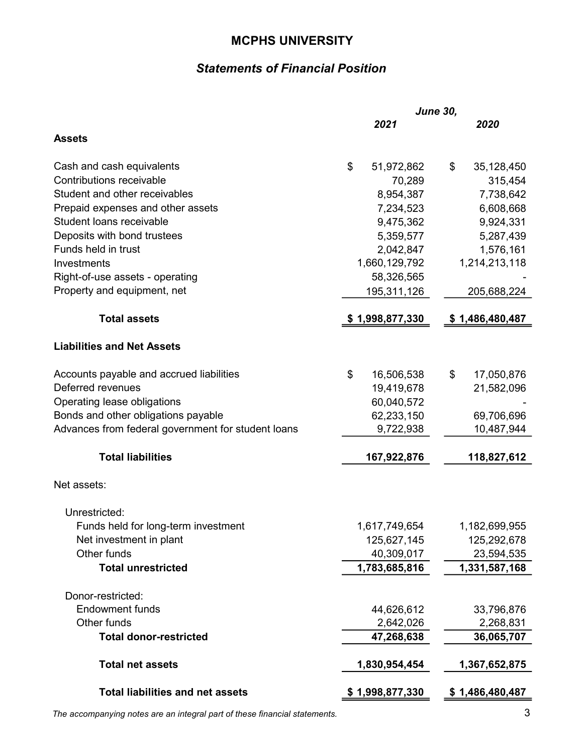# MCPHS UNIVERSITY

## *Statements of Financial Position*

| | June 30, 2021 | June 30, 2020 |
|---|---|---|
| **Assets** | | |
| Cash and cash equivalents | $ 51,972,862 | $ 35,128,450 |
| Contributions receivable | 70,289 | 315,454 |
| Student and other receivables | 8,954,387 | 7,738,642 |
| Prepaid expenses and other assets | 7,234,523 | 6,608,668 |
| Student loans receivable | 9,475,362 | 9,924,331 |
| Deposits with bond trustees | 5,359,577 | 5,287,439 |
| Funds held in trust | 2,042,847 | 1,576,161 |
| Investments | 1,660,129,792 | 1,214,213,118 |
| Right-of-use assets - operating | 58,326,565 | - |
| Property and equipment, net | 195,311,126 | 205,688,224 |
| **Total assets** | **$ 1,998,877,330** | **$ 1,486,480,487** |
| **Liabilities and Net Assets** | | |
| Accounts payable and accrued liabilities | $ 16,506,538 | $ 17,050,876 |
| Deferred revenues | 19,419,678 | 21,582,096 |
| Operating lease obligations | 60,040,572 | - |
| Bonds and other obligations payable | 62,233,150 | 69,706,696 |
| Advances from federal government for student loans | 9,722,938 | 10,487,944 |
| **Total liabilities** | **167,922,876** | **118,827,612** |
| Net assets: | | |
| Unrestricted: | | |
| Funds held for long-term investment | 1,617,749,654 | 1,182,699,955 |
| Net investment in plant | 125,627,145 | 125,292,678 |
| Other funds | 40,309,017 | 23,594,535 |
| **Total unrestricted** | **1,783,685,816** | **1,331,587,168** |
| Donor-restricted: | | |
| Endowment funds | 44,626,612 | 33,796,876 |
| Other funds | 2,642,026 | 2,268,831 |
| **Total donor-restricted** | **47,268,638** | **36,065,707** |
| **Total net assets** | **1,830,954,454** | **1,367,652,875** |
| **Total liabilities and net assets** | **$ 1,998,877,330** | **$ 1,486,480,487** |

*The accompanying notes are an integral part of these financial statements.*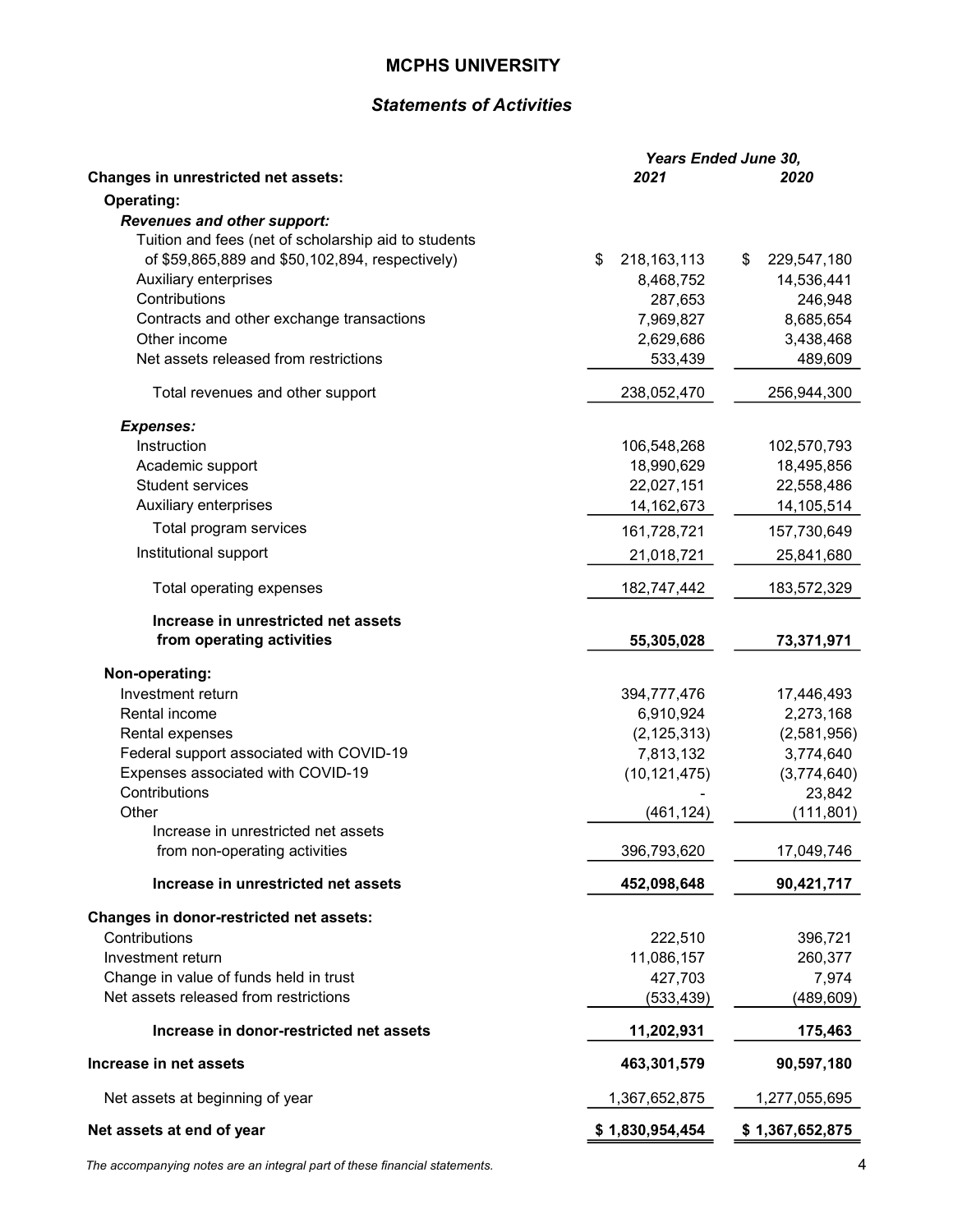# MCPHS UNIVERSITY

## *Statements of Activities*

| | Years Ended June 30, 2021 | 2020 |
|---|---|---|
| **Changes in unrestricted net assets:** | | |
| **Operating:** | | |
| ***Revenues and other support:*** | | |
| Tuition and fees (net of scholarship aid to students of $59,865,889 and $50,102,894, respectively) | $ 218,163,113 | $ 229,547,180 |
| Auxiliary enterprises | 8,468,752 | 14,536,441 |
| Contributions | 287,653 | 246,948 |
| Contracts and other exchange transactions | 7,969,827 | 8,685,654 |
| Other income | 2,629,686 | 3,438,468 |
| Net assets released from restrictions | 533,439 | 489,609 |
| Total revenues and other support | 238,052,470 | 256,944,300 |
| ***Expenses:*** | | |
| Instruction | 106,548,268 | 102,570,793 |
| Academic support | 18,990,629 | 18,495,856 |
| Student services | 22,027,151 | 22,558,486 |
| Auxiliary enterprises | 14,162,673 | 14,105,514 |
| Total program services | 161,728,721 | 157,730,649 |
| Institutional support | 21,018,721 | 25,841,680 |
| Total operating expenses | 182,747,442 | 183,572,329 |
| **Increase in unrestricted net assets from operating activities** | **55,305,028** | **73,371,971** |
| **Non-operating:** | | |
| Investment return | 394,777,476 | 17,446,493 |
| Rental income | 6,910,924 | 2,273,168 |
| Rental expenses | (2,125,313) | (2,581,956) |
| Federal support associated with COVID-19 | 7,813,132 | 3,774,640 |
| Expenses associated with COVID-19 | (10,121,475) | (3,774,640) |
| Contributions | - | 23,842 |
| Other | (461,124) | (111,801) |
| Increase in unrestricted net assets from non-operating activities | 396,793,620 | 17,049,746 |
| **Increase in unrestricted net assets** | **452,098,648** | **90,421,717** |
| **Changes in donor-restricted net assets:** | | |
| Contributions | 222,510 | 396,721 |
| Investment return | 11,086,157 | 260,377 |
| Change in value of funds held in trust | 427,703 | 7,974 |
| Net assets released from restrictions | (533,439) | (489,609) |
| **Increase in donor-restricted net assets** | **11,202,931** | **175,463** |
| **Increase in net assets** | **463,301,579** | **90,597,180** |
| Net assets at beginning of year | 1,367,652,875 | 1,277,055,695 |
| **Net assets at end of year** | **$ 1,830,954,454** | **$ 1,367,652,875** |

*The accompanying notes are an integral part of these financial statements.*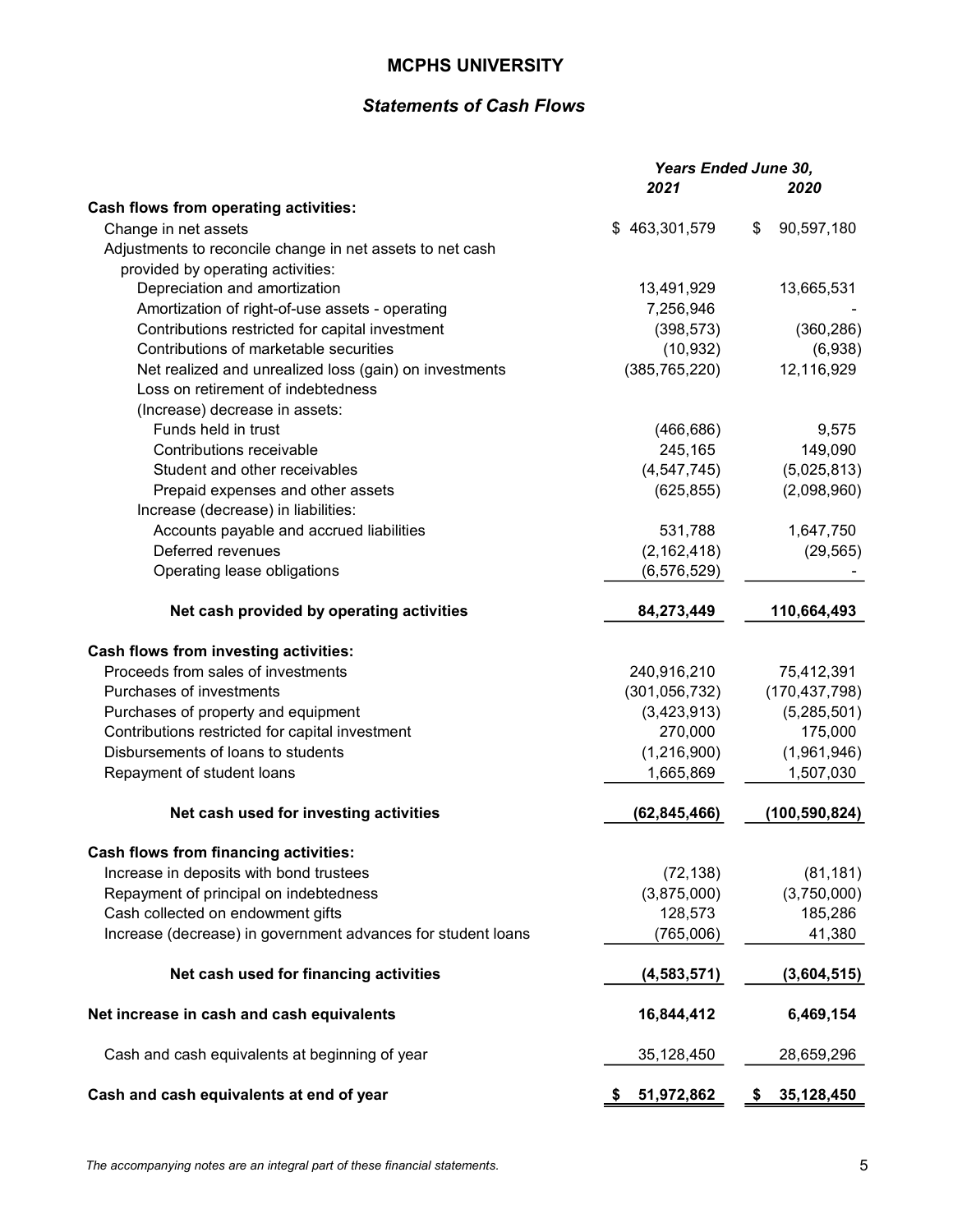# MCPHS UNIVERSITY

## *Statements of Cash Flows*

| | *Years Ended June 30,* | |
|---|---|---|
| | *2021* | *2020* |
| **Cash flows from operating activities:** | | |
| Change in net assets | $ 463,301,579 | $ 90,597,180 |
| Adjustments to reconcile change in net assets to net cash provided by operating activities: | | |
| Depreciation and amortization | 13,491,929 | 13,665,531 |
| Amortization of right-of-use assets - operating | 7,256,946 | - |
| Contributions restricted for capital investment | (398,573) | (360,286) |
| Contributions of marketable securities | (10,932) | (6,938) |
| Net realized and unrealized loss (gain) on investments | (385,765,220) | 12,116,929 |
| Loss on retirement of indebtedness | | |
| (Increase) decrease in assets: | | |
| Funds held in trust | (466,686) | 9,575 |
| Contributions receivable | 245,165 | 149,090 |
| Student and other receivables | (4,547,745) | (5,025,813) |
| Prepaid expenses and other assets | (625,855) | (2,098,960) |
| Increase (decrease) in liabilities: | | |
| Accounts payable and accrued liabilities | 531,788 | 1,647,750 |
| Deferred revenues | (2,162,418) | (29,565) |
| Operating lease obligations | (6,576,529) | - |
| **Net cash provided by operating activities** | **84,273,449** | **110,664,493** |
| **Cash flows from investing activities:** | | |
| Proceeds from sales of investments | 240,916,210 | 75,412,391 |
| Purchases of investments | (301,056,732) | (170,437,798) |
| Purchases of property and equipment | (3,423,913) | (5,285,501) |
| Contributions restricted for capital investment | 270,000 | 175,000 |
| Disbursements of loans to students | (1,216,900) | (1,961,946) |
| Repayment of student loans | 1,665,869 | 1,507,030 |
| **Net cash used for investing activities** | **(62,845,466)** | **(100,590,824)** |
| **Cash flows from financing activities:** | | |
| Increase in deposits with bond trustees | (72,138) | (81,181) |
| Repayment of principal on indebtedness | (3,875,000) | (3,750,000) |
| Cash collected on endowment gifts | 128,573 | 185,286 |
| Increase (decrease) in government advances for student loans | (765,006) | 41,380 |
| **Net cash used for financing activities** | **(4,583,571)** | **(3,604,515)** |
| **Net increase in cash and cash equivalents** | **16,844,412** | **6,469,154** |
| Cash and cash equivalents at beginning of year | 35,128,450 | 28,659,296 |
| **Cash and cash equivalents at end of year** | **$ 51,972,862** | **$ 35,128,450** |

*The accompanying notes are an integral part of these financial statements.*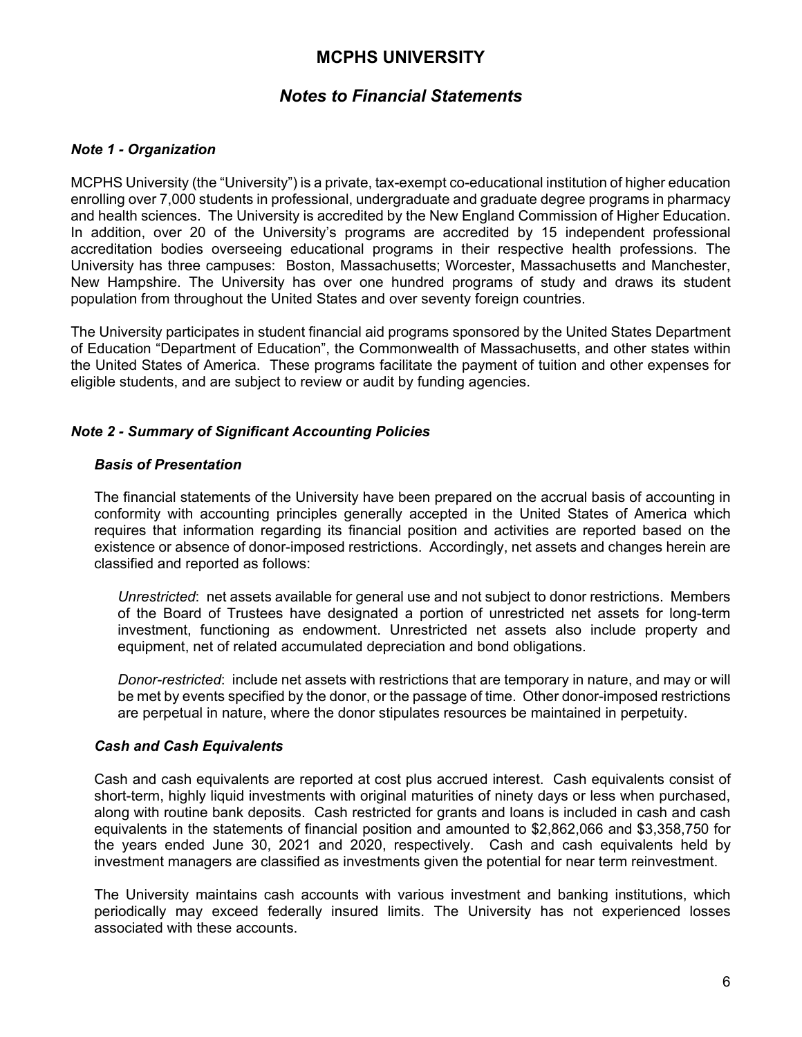# MCPHS UNIVERSITY

## *Notes to Financial Statements*

### *Note 1 - Organization*

MCPHS University (the "University") is a private, tax-exempt co-educational institution of higher education enrolling over 7,000 students in professional, undergraduate and graduate degree programs in pharmacy and health sciences. The University is accredited by the New England Commission of Higher Education. In addition, over 20 of the University's programs are accredited by 15 independent professional accreditation bodies overseeing educational programs in their respective health professions. The University has three campuses: Boston, Massachusetts; Worcester, Massachusetts and Manchester, New Hampshire. The University has over one hundred programs of study and draws its student population from throughout the United States and over seventy foreign countries.

The University participates in student financial aid programs sponsored by the United States Department of Education "Department of Education", the Commonwealth of Massachusetts, and other states within the United States of America. These programs facilitate the payment of tuition and other expenses for eligible students, and are subject to review or audit by funding agencies.

### *Note 2 - Summary of Significant Accounting Policies*

#### *Basis of Presentation*

The financial statements of the University have been prepared on the accrual basis of accounting in conformity with accounting principles generally accepted in the United States of America which requires that information regarding its financial position and activities are reported based on the existence or absence of donor-imposed restrictions. Accordingly, net assets and changes herein are classified and reported as follows:

*Unrestricted*: net assets available for general use and not subject to donor restrictions. Members of the Board of Trustees have designated a portion of unrestricted net assets for long-term investment, functioning as endowment. Unrestricted net assets also include property and equipment, net of related accumulated depreciation and bond obligations.

*Donor-restricted*: include net assets with restrictions that are temporary in nature, and may or will be met by events specified by the donor, or the passage of time. Other donor-imposed restrictions are perpetual in nature, where the donor stipulates resources be maintained in perpetuity.

#### *Cash and Cash Equivalents*

Cash and cash equivalents are reported at cost plus accrued interest. Cash equivalents consist of short-term, highly liquid investments with original maturities of ninety days or less when purchased, along with routine bank deposits. Cash restricted for grants and loans is included in cash and cash equivalents in the statements of financial position and amounted to $2,862,066 and $3,358,750 for the years ended June 30, 2021 and 2020, respectively. Cash and cash equivalents held by investment managers are classified as investments given the potential for near term reinvestment.

The University maintains cash accounts with various investment and banking institutions, which periodically may exceed federally insured limits. The University has not experienced losses associated with these accounts.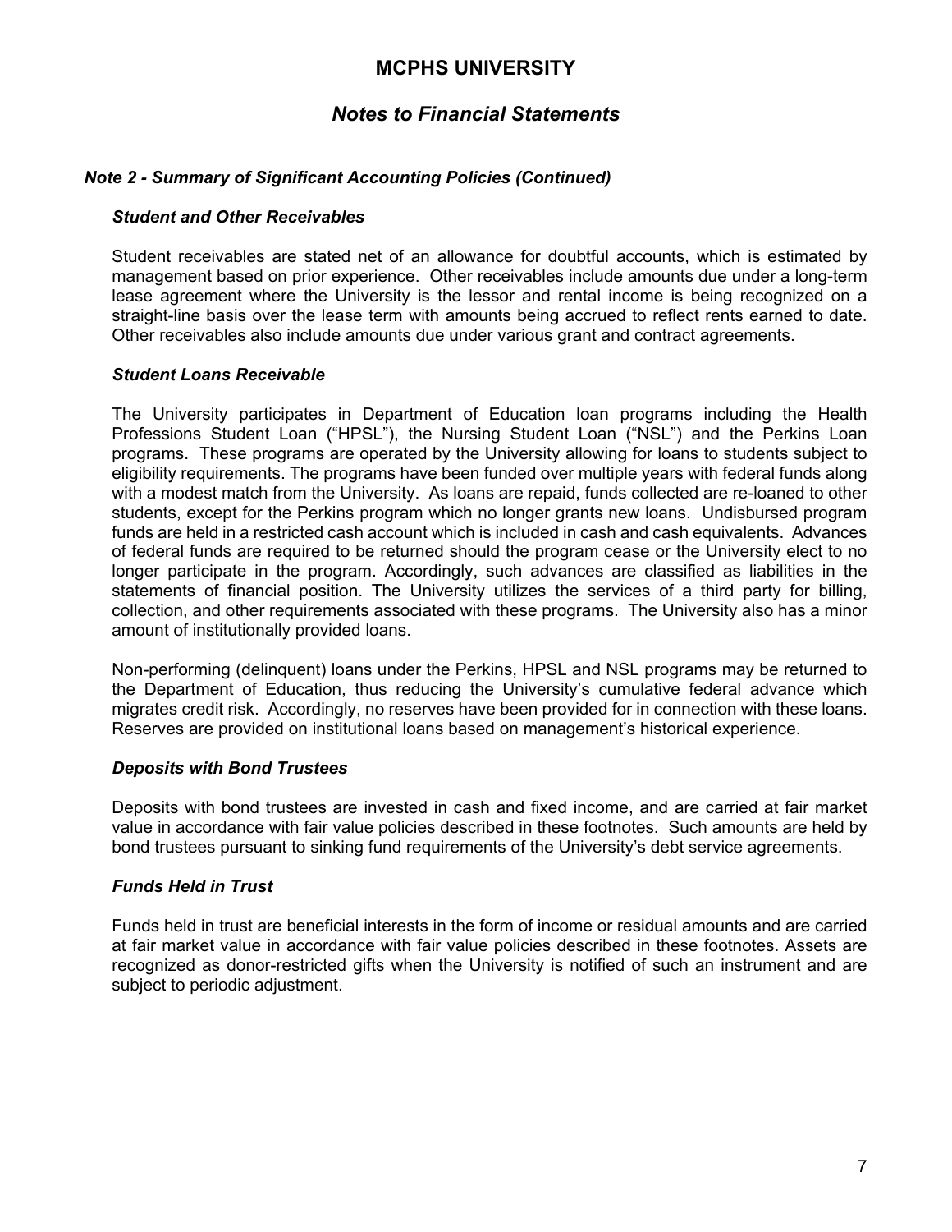# MCPHS UNIVERSITY

## *Notes to Financial Statements*

### *Note 2 - Summary of Significant Accounting Policies (Continued)*

#### *Student and Other Receivables*

Student receivables are stated net of an allowance for doubtful accounts, which is estimated by management based on prior experience. Other receivables include amounts due under a long-term lease agreement where the University is the lessor and rental income is being recognized on a straight-line basis over the lease term with amounts being accrued to reflect rents earned to date. Other receivables also include amounts due under various grant and contract agreements.

#### *Student Loans Receivable*

The University participates in Department of Education loan programs including the Health Professions Student Loan ("HPSL"), the Nursing Student Loan ("NSL") and the Perkins Loan programs. These programs are operated by the University allowing for loans to students subject to eligibility requirements. The programs have been funded over multiple years with federal funds along with a modest match from the University. As loans are repaid, funds collected are re-loaned to other students, except for the Perkins program which no longer grants new loans. Undisbursed program funds are held in a restricted cash account which is included in cash and cash equivalents. Advances of federal funds are required to be returned should the program cease or the University elect to no longer participate in the program. Accordingly, such advances are classified as liabilities in the statements of financial position. The University utilizes the services of a third party for billing, collection, and other requirements associated with these programs. The University also has a minor amount of institutionally provided loans.

Non-performing (delinquent) loans under the Perkins, HPSL and NSL programs may be returned to the Department of Education, thus reducing the University's cumulative federal advance which migrates credit risk. Accordingly, no reserves have been provided for in connection with these loans. Reserves are provided on institutional loans based on management's historical experience.

#### *Deposits with Bond Trustees*

Deposits with bond trustees are invested in cash and fixed income, and are carried at fair market value in accordance with fair value policies described in these footnotes. Such amounts are held by bond trustees pursuant to sinking fund requirements of the University's debt service agreements.

#### *Funds Held in Trust*

Funds held in trust are beneficial interests in the form of income or residual amounts and are carried at fair market value in accordance with fair value policies described in these footnotes. Assets are recognized as donor-restricted gifts when the University is notified of such an instrument and are subject to periodic adjustment.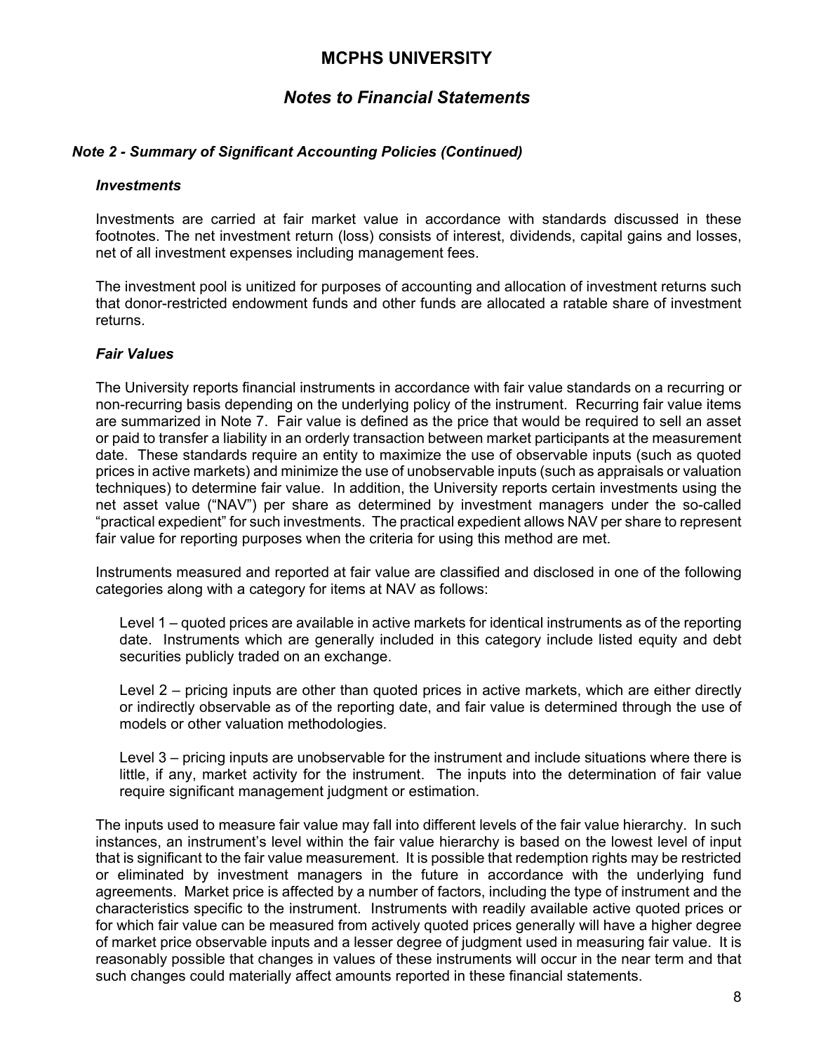# MCPHS UNIVERSITY

## *Notes to Financial Statements*

### *Note 2 - Summary of Significant Accounting Policies (Continued)*

#### *Investments*

Investments are carried at fair market value in accordance with standards discussed in these footnotes. The net investment return (loss) consists of interest, dividends, capital gains and losses, net of all investment expenses including management fees.

The investment pool is unitized for purposes of accounting and allocation of investment returns such that donor-restricted endowment funds and other funds are allocated a ratable share of investment returns.

#### *Fair Values*

The University reports financial instruments in accordance with fair value standards on a recurring or non-recurring basis depending on the underlying policy of the instrument. Recurring fair value items are summarized in Note 7. Fair value is defined as the price that would be required to sell an asset or paid to transfer a liability in an orderly transaction between market participants at the measurement date. These standards require an entity to maximize the use of observable inputs (such as quoted prices in active markets) and minimize the use of unobservable inputs (such as appraisals or valuation techniques) to determine fair value. In addition, the University reports certain investments using the net asset value ("NAV") per share as determined by investment managers under the so-called "practical expedient" for such investments. The practical expedient allows NAV per share to represent fair value for reporting purposes when the criteria for using this method are met.

Instruments measured and reported at fair value are classified and disclosed in one of the following categories along with a category for items at NAV as follows:

Level 1 – quoted prices are available in active markets for identical instruments as of the reporting date. Instruments which are generally included in this category include listed equity and debt securities publicly traded on an exchange.

Level 2 – pricing inputs are other than quoted prices in active markets, which are either directly or indirectly observable as of the reporting date, and fair value is determined through the use of models or other valuation methodologies.

Level 3 – pricing inputs are unobservable for the instrument and include situations where there is little, if any, market activity for the instrument. The inputs into the determination of fair value require significant management judgment or estimation.

The inputs used to measure fair value may fall into different levels of the fair value hierarchy. In such instances, an instrument's level within the fair value hierarchy is based on the lowest level of input that is significant to the fair value measurement. It is possible that redemption rights may be restricted or eliminated by investment managers in the future in accordance with the underlying fund agreements. Market price is affected by a number of factors, including the type of instrument and the characteristics specific to the instrument. Instruments with readily available active quoted prices or for which fair value can be measured from actively quoted prices generally will have a higher degree of market price observable inputs and a lesser degree of judgment used in measuring fair value. It is reasonably possible that changes in values of these instruments will occur in the near term and that such changes could materially affect amounts reported in these financial statements.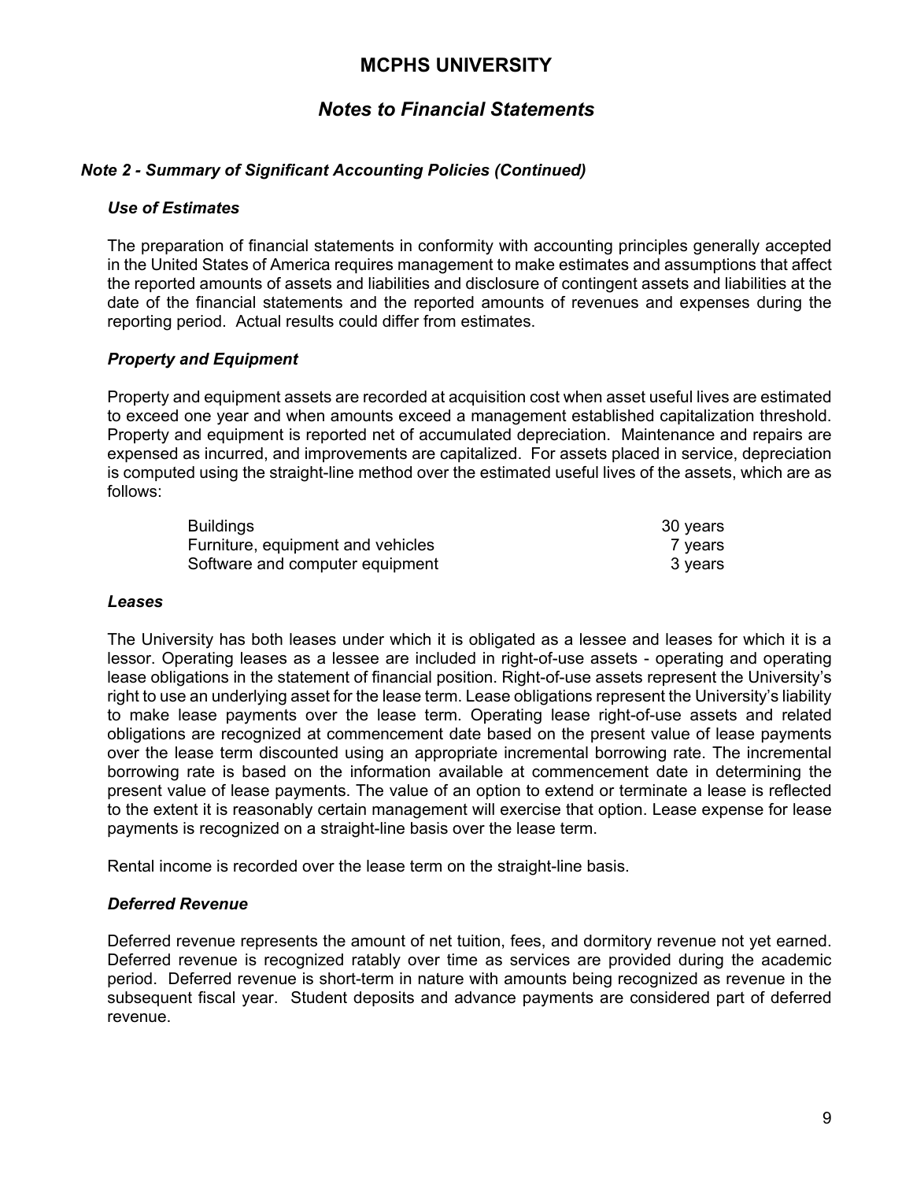# MCPHS UNIVERSITY

## *Notes to Financial Statements*

### *Note 2 - Summary of Significant Accounting Policies (Continued)*

#### *Use of Estimates*

The preparation of financial statements in conformity with accounting principles generally accepted in the United States of America requires management to make estimates and assumptions that affect the reported amounts of assets and liabilities and disclosure of contingent assets and liabilities at the date of the financial statements and the reported amounts of revenues and expenses during the reporting period. Actual results could differ from estimates.

#### *Property and Equipment*

Property and equipment assets are recorded at acquisition cost when asset useful lives are estimated to exceed one year and when amounts exceed a management established capitalization threshold. Property and equipment is reported net of accumulated depreciation. Maintenance and repairs are expensed as incurred, and improvements are capitalized. For assets placed in service, depreciation is computed using the straight-line method over the estimated useful lives of the assets, which are as follows:

| | |
|---|---|
| Buildings | 30 years |
| Furniture, equipment and vehicles | 7 years |
| Software and computer equipment | 3 years |

#### *Leases*

The University has both leases under which it is obligated as a lessee and leases for which it is a lessor. Operating leases as a lessee are included in right-of-use assets - operating and operating lease obligations in the statement of financial position. Right-of-use assets represent the University's right to use an underlying asset for the lease term. Lease obligations represent the University's liability to make lease payments over the lease term. Operating lease right-of-use assets and related obligations are recognized at commencement date based on the present value of lease payments over the lease term discounted using an appropriate incremental borrowing rate. The incremental borrowing rate is based on the information available at commencement date in determining the present value of lease payments. The value of an option to extend or terminate a lease is reflected to the extent it is reasonably certain management will exercise that option. Lease expense for lease payments is recognized on a straight-line basis over the lease term.

Rental income is recorded over the lease term on the straight-line basis.

#### *Deferred Revenue*

Deferred revenue represents the amount of net tuition, fees, and dormitory revenue not yet earned. Deferred revenue is recognized ratably over time as services are provided during the academic period. Deferred revenue is short-term in nature with amounts being recognized as revenue in the subsequent fiscal year. Student deposits and advance payments are considered part of deferred revenue.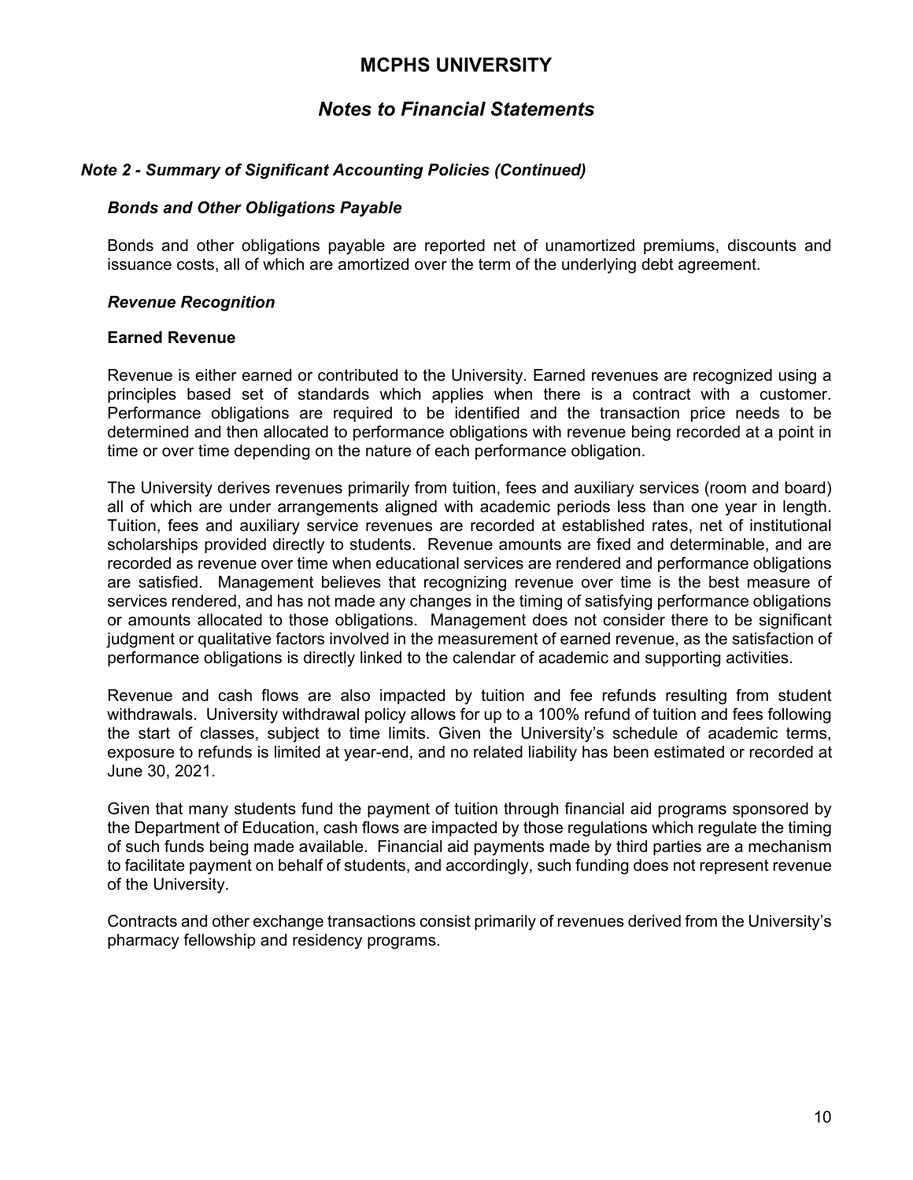## Note 2 - Summary of Significant Accounting Policies (Continued)

### *Bonds and Other Obligations Payable*

Bonds and other obligations payable are reported net of unamortized premiums, discounts and issuance costs, all of which are amortized over the term of the underlying debt agreement.

### *Revenue Recognition*

**Earned Revenue**

Revenue is either earned or contributed to the University. Earned revenues are recognized using a principles based set of standards which applies when there is a contract with a customer. Performance obligations are required to be identified and the transaction price needs to be determined and then allocated to performance obligations with revenue being recorded at a point in time or over time depending on the nature of each performance obligation.

The University derives revenues primarily from tuition, fees and auxiliary services (room and board) all of which are under arrangements aligned with academic periods less than one year in length. Tuition, fees and auxiliary service revenues are recorded at established rates, net of institutional scholarships provided directly to students. Revenue amounts are fixed and determinable, and are recorded as revenue over time when educational services are rendered and performance obligations are satisfied. Management believes that recognizing revenue over time is the best measure of services rendered, and has not made any changes in the timing of satisfying performance obligations or amounts allocated to those obligations. Management does not consider there to be significant judgment or qualitative factors involved in the measurement of earned revenue, as the satisfaction of performance obligations is directly linked to the calendar of academic and supporting activities.

Revenue and cash flows are also impacted by tuition and fee refunds resulting from student withdrawals. University withdrawal policy allows for up to a 100% refund of tuition and fees following the start of classes, subject to time limits. Given the University's schedule of academic terms, exposure to refunds is limited at year-end, and no related liability has been estimated or recorded at June 30, 2021.

Given that many students fund the payment of tuition through financial aid programs sponsored by the Department of Education, cash flows are impacted by those regulations which regulate the timing of such funds being made available. Financial aid payments made by third parties are a mechanism to facilitate payment on behalf of students, and accordingly, such funding does not represent revenue of the University.

Contracts and other exchange transactions consist primarily of revenues derived from the University's pharmacy fellowship and residency programs.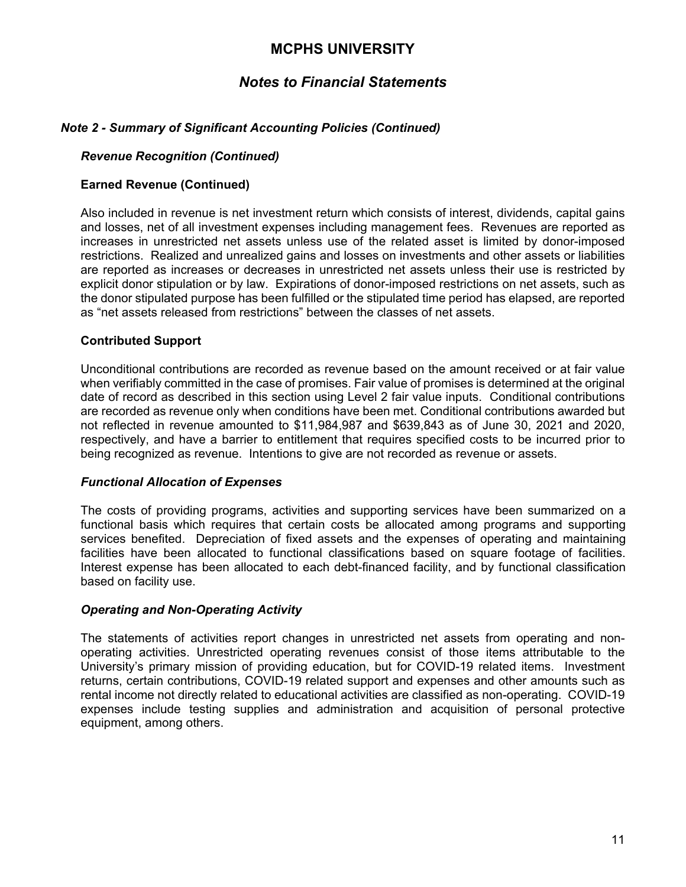# MCPHS UNIVERSITY

## *Notes to Financial Statements*

### *Note 2 - Summary of Significant Accounting Policies (Continued)*

#### *Revenue Recognition (Continued)*

**Earned Revenue (Continued)**

Also included in revenue is net investment return which consists of interest, dividends, capital gains and losses, net of all investment expenses including management fees. Revenues are reported as increases in unrestricted net assets unless use of the related asset is limited by donor-imposed restrictions. Realized and unrealized gains and losses on investments and other assets or liabilities are reported as increases or decreases in unrestricted net assets unless their use is restricted by explicit donor stipulation or by law. Expirations of donor-imposed restrictions on net assets, such as the donor stipulated purpose has been fulfilled or the stipulated time period has elapsed, are reported as "net assets released from restrictions" between the classes of net assets.

**Contributed Support**

Unconditional contributions are recorded as revenue based on the amount received or at fair value when verifiably committed in the case of promises. Fair value of promises is determined at the original date of record as described in this section using Level 2 fair value inputs. Conditional contributions are recorded as revenue only when conditions have been met. Conditional contributions awarded but not reflected in revenue amounted to $11,984,987 and $639,843 as of June 30, 2021 and 2020, respectively, and have a barrier to entitlement that requires specified costs to be incurred prior to being recognized as revenue. Intentions to give are not recorded as revenue or assets.

#### *Functional Allocation of Expenses*

The costs of providing programs, activities and supporting services have been summarized on a functional basis which requires that certain costs be allocated among programs and supporting services benefited. Depreciation of fixed assets and the expenses of operating and maintaining facilities have been allocated to functional classifications based on square footage of facilities. Interest expense has been allocated to each debt-financed facility, and by functional classification based on facility use.

#### *Operating and Non-Operating Activity*

The statements of activities report changes in unrestricted net assets from operating and non-operating activities. Unrestricted operating revenues consist of those items attributable to the University's primary mission of providing education, but for COVID-19 related items. Investment returns, certain contributions, COVID-19 related support and expenses and other amounts such as rental income not directly related to educational activities are classified as non-operating. COVID-19 expenses include testing supplies and administration and acquisition of personal protective equipment, among others.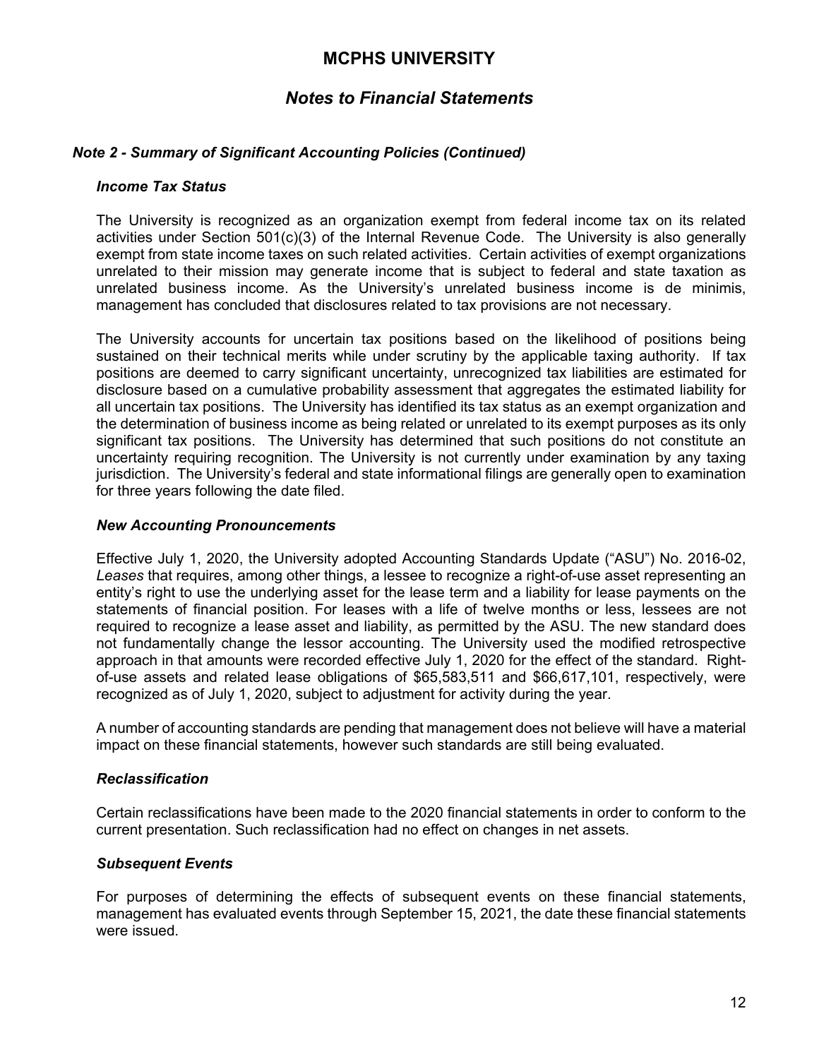# MCPHS UNIVERSITY

## *Notes to Financial Statements*

### *Note 2 - Summary of Significant Accounting Policies (Continued)*

#### *Income Tax Status*

The University is recognized as an organization exempt from federal income tax on its related activities under Section 501(c)(3) of the Internal Revenue Code. The University is also generally exempt from state income taxes on such related activities. Certain activities of exempt organizations unrelated to their mission may generate income that is subject to federal and state taxation as unrelated business income. As the University's unrelated business income is de minimis, management has concluded that disclosures related to tax provisions are not necessary.

The University accounts for uncertain tax positions based on the likelihood of positions being sustained on their technical merits while under scrutiny by the applicable taxing authority. If tax positions are deemed to carry significant uncertainty, unrecognized tax liabilities are estimated for disclosure based on a cumulative probability assessment that aggregates the estimated liability for all uncertain tax positions. The University has identified its tax status as an exempt organization and the determination of business income as being related or unrelated to its exempt purposes as its only significant tax positions. The University has determined that such positions do not constitute an uncertainty requiring recognition. The University is not currently under examination by any taxing jurisdiction. The University's federal and state informational filings are generally open to examination for three years following the date filed.

#### *New Accounting Pronouncements*

Effective July 1, 2020, the University adopted Accounting Standards Update ("ASU") No. 2016-02, *Leases* that requires, among other things, a lessee to recognize a right-of-use asset representing an entity's right to use the underlying asset for the lease term and a liability for lease payments on the statements of financial position. For leases with a life of twelve months or less, lessees are not required to recognize a lease asset and liability, as permitted by the ASU. The new standard does not fundamentally change the lessor accounting. The University used the modified retrospective approach in that amounts were recorded effective July 1, 2020 for the effect of the standard. Right-of-use assets and related lease obligations of $65,583,511 and $66,617,101, respectively, were recognized as of July 1, 2020, subject to adjustment for activity during the year.

A number of accounting standards are pending that management does not believe will have a material impact on these financial statements, however such standards are still being evaluated.

#### *Reclassification*

Certain reclassifications have been made to the 2020 financial statements in order to conform to the current presentation. Such reclassification had no effect on changes in net assets.

#### *Subsequent Events*

For purposes of determining the effects of subsequent events on these financial statements, management has evaluated events through September 15, 2021, the date these financial statements were issued.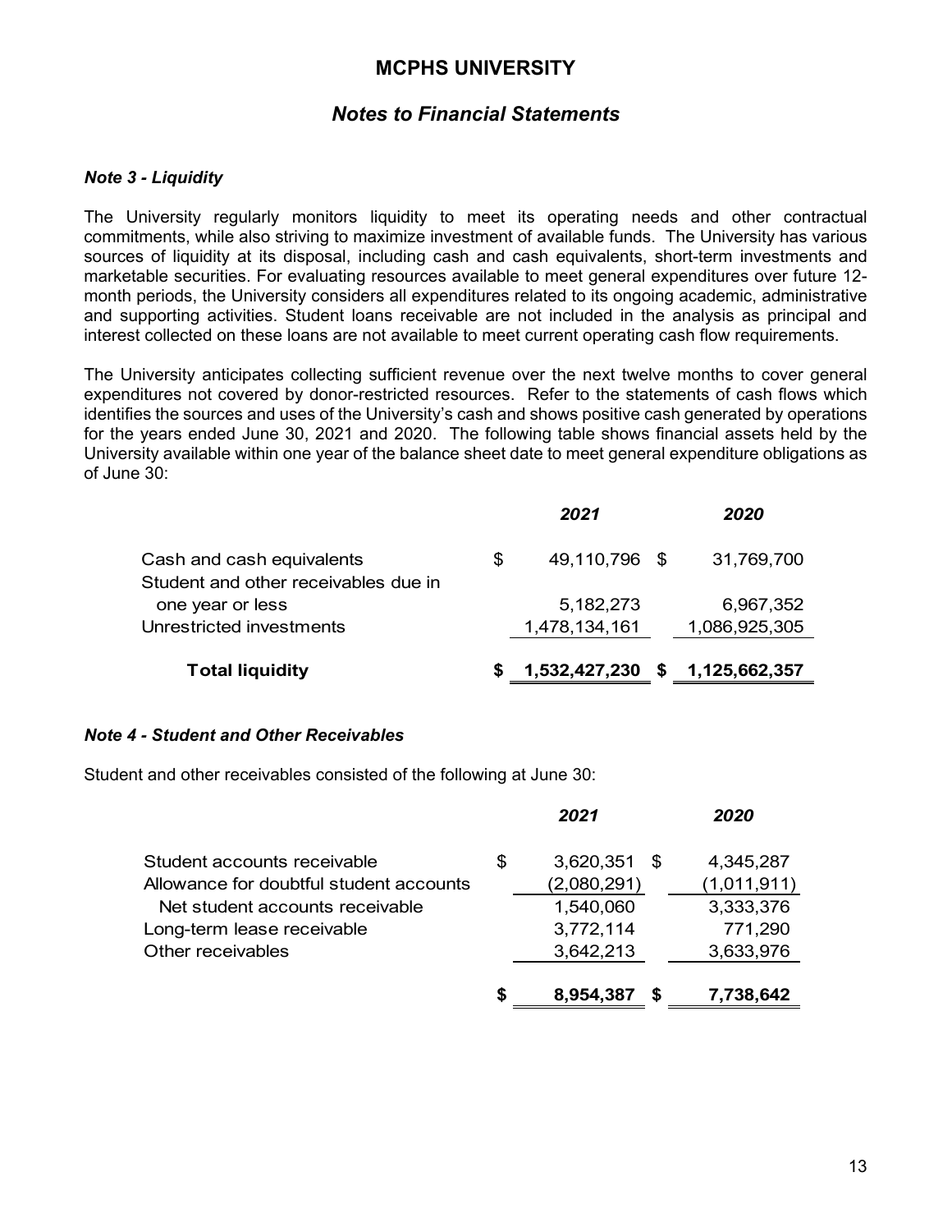# MCPHS UNIVERSITY

## *Notes to Financial Statements*

### *Note 3 - Liquidity*

The University regularly monitors liquidity to meet its operating needs and other contractual commitments, while also striving to maximize investment of available funds. The University has various sources of liquidity at its disposal, including cash and cash equivalents, short-term investments and marketable securities. For evaluating resources available to meet general expenditures over future 12-month periods, the University considers all expenditures related to its ongoing academic, administrative and supporting activities. Student loans receivable are not included in the analysis as principal and interest collected on these loans are not available to meet current operating cash flow requirements.

The University anticipates collecting sufficient revenue over the next twelve months to cover general expenditures not covered by donor-restricted resources. Refer to the statements of cash flows which identifies the sources and uses of the University's cash and shows positive cash generated by operations for the years ended June 30, 2021 and 2020. The following table shows financial assets held by the University available within one year of the balance sheet date to meet general expenditure obligations as of June 30:

| | *2021* | *2020* |
|---|---|---|
| Cash and cash equivalents | $ 49,110,796 | $ 31,769,700 |
| Student and other receivables due in one year or less | 5,182,273 | 6,967,352 |
| Unrestricted investments | 1,478,134,161 | 1,086,925,305 |
| **Total liquidity** | **$ 1,532,427,230** | **$ 1,125,662,357** |

### *Note 4 - Student and Other Receivables*

Student and other receivables consisted of the following at June 30:

| | *2021* | *2020* |
|---|---|---|
| Student accounts receivable | $ 3,620,351 | $ 4,345,287 |
| Allowance for doubtful student accounts | (2,080,291) | (1,011,911) |
| Net student accounts receivable | 1,540,060 | 3,333,376 |
| Long-term lease receivable | 3,772,114 | 771,290 |
| Other receivables | 3,642,213 | 3,633,976 |
| | **$ 8,954,387** | **$ 7,738,642** |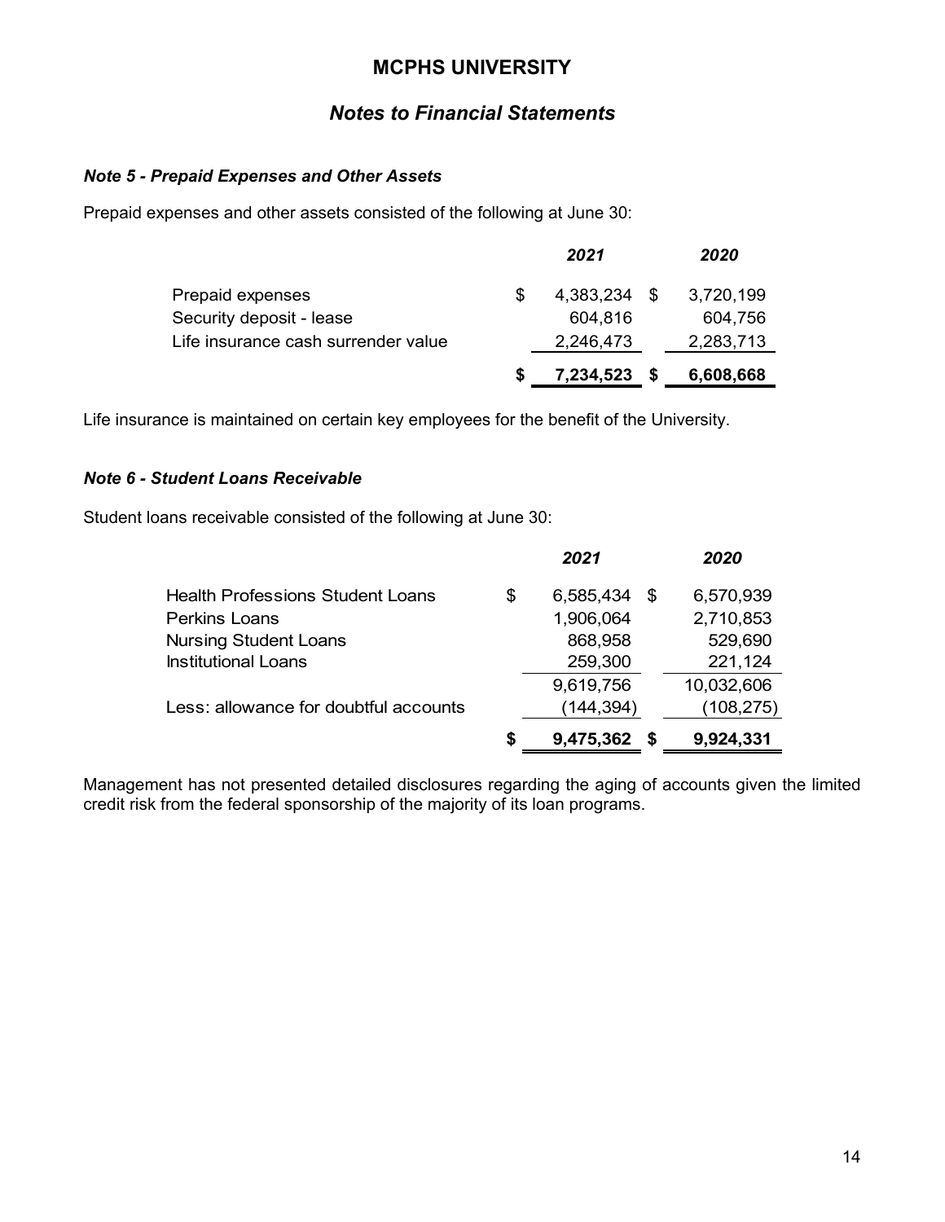# MCPHS UNIVERSITY

## *Notes to Financial Statements*

### *Note 5 - Prepaid Expenses and Other Assets*

Prepaid expenses and other assets consisted of the following at June 30:

| | *2021* | *2020* |
|---|---|---|
| Prepaid expenses | $ 4,383,234 | $ 3,720,199 |
| Security deposit - lease | 604,816 | 604,756 |
| Life insurance cash surrender value | 2,246,473 | 2,283,713 |
| | **$ 7,234,523** | **$ 6,608,668** |

Life insurance is maintained on certain key employees for the benefit of the University.

### *Note 6 - Student Loans Receivable*

Student loans receivable consisted of the following at June 30:

| | *2021* | *2020* |
|---|---|---|
| Health Professions Student Loans | $ 6,585,434 | $ 6,570,939 |
| Perkins Loans | 1,906,064 | 2,710,853 |
| Nursing Student Loans | 868,958 | 529,690 |
| Institutional Loans | 259,300 | 221,124 |
| | 9,619,756 | 10,032,606 |
| Less: allowance for doubtful accounts | (144,394) | (108,275) |
| | **$ 9,475,362** | **$ 9,924,331** |

Management has not presented detailed disclosures regarding the aging of accounts given the limited credit risk from the federal sponsorship of the majority of its loan programs.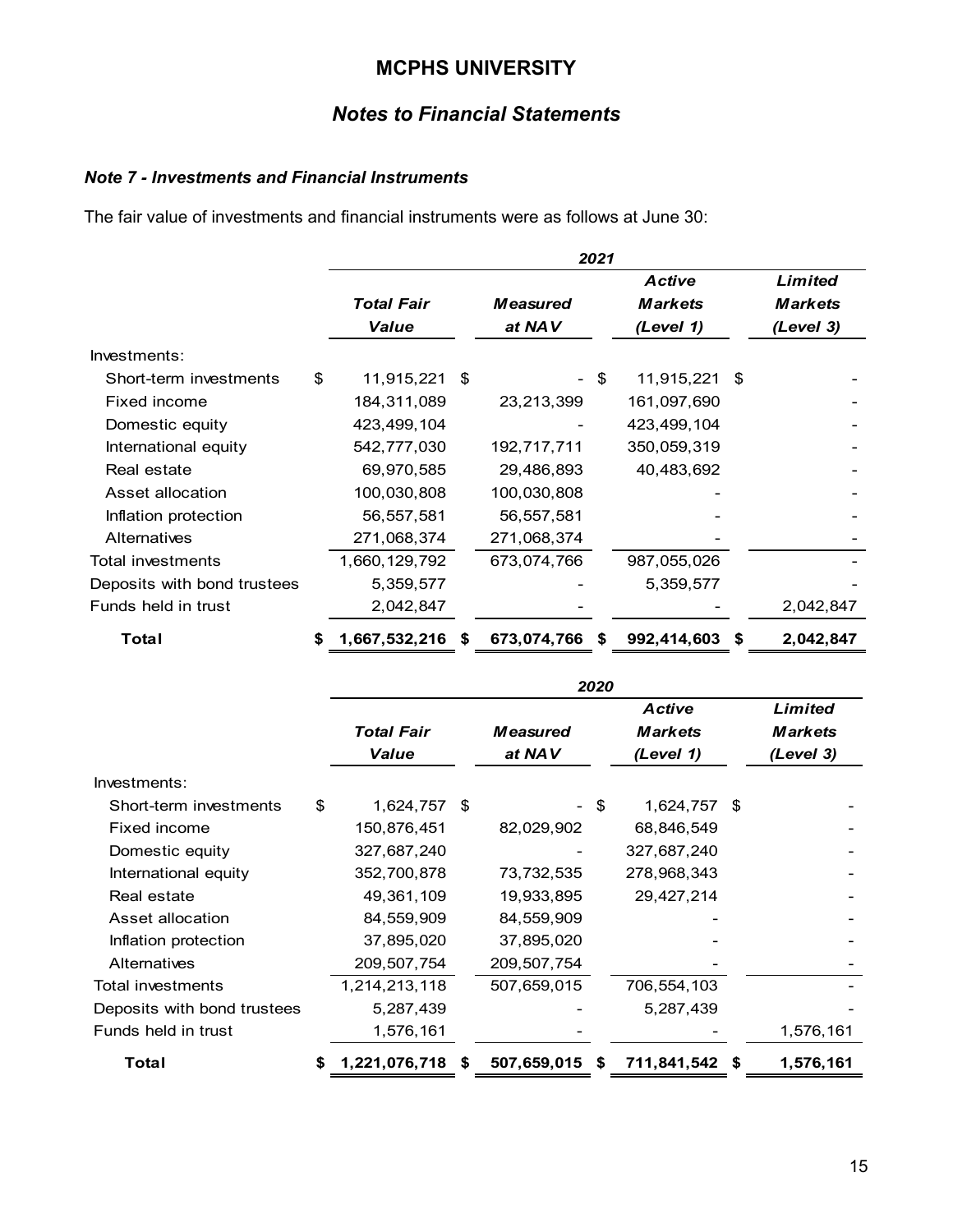# MCPHS UNIVERSITY

## *Notes to Financial Statements*

### *Note 7 - Investments and Financial Instruments*

The fair value of investments and financial instruments were as follows at June 30:

| | 2021 | | | |
|---|---|---|---|---|
| | ***Total Fair Value*** | ***Measured at NAV*** | ***Active Markets (Level 1)*** | ***Limited Markets (Level 3)*** |
| Investments: | | | | |
| Short-term investments | $ 11,915,221 | $ - | $ 11,915,221 | $ - |
| Fixed income | 184,311,089 | 23,213,399 | 161,097,690 | - |
| Domestic equity | 423,499,104 | - | 423,499,104 | - |
| International equity | 542,777,030 | 192,717,711 | 350,059,319 | - |
| Real estate | 69,970,585 | 29,486,893 | 40,483,692 | - |
| Asset allocation | 100,030,808 | 100,030,808 | - | - |
| Inflation protection | 56,557,581 | 56,557,581 | - | - |
| Alternatives | 271,068,374 | 271,068,374 | - | - |
| Total investments | 1,660,129,792 | 673,074,766 | 987,055,026 | - |
| Deposits with bond trustees | 5,359,577 | - | 5,359,577 | - |
| Funds held in trust | 2,042,847 | - | - | 2,042,847 |
| **Total** | **$ 1,667,532,216** | **$ 673,074,766** | **$ 992,414,603** | **$ 2,042,847** |

| | 2020 | | | |
|---|---|---|---|---|
| | ***Total Fair Value*** | ***Measured at NAV*** | ***Active Markets (Level 1)*** | ***Limited Markets (Level 3)*** |
| Investments: | | | | |
| Short-term investments | $ 1,624,757 | $ - | $ 1,624,757 | $ - |
| Fixed income | 150,876,451 | 82,029,902 | 68,846,549 | - |
| Domestic equity | 327,687,240 | - | 327,687,240 | - |
| International equity | 352,700,878 | 73,732,535 | 278,968,343 | - |
| Real estate | 49,361,109 | 19,933,895 | 29,427,214 | - |
| Asset allocation | 84,559,909 | 84,559,909 | - | - |
| Inflation protection | 37,895,020 | 37,895,020 | - | - |
| Alternatives | 209,507,754 | 209,507,754 | - | - |
| Total investments | 1,214,213,118 | 507,659,015 | 706,554,103 | - |
| Deposits with bond trustees | 5,287,439 | - | 5,287,439 | - |
| Funds held in trust | 1,576,161 | - | - | 1,576,161 |
| **Total** | **$ 1,221,076,718** | **$ 507,659,015** | **$ 711,841,542** | **$ 1,576,161** |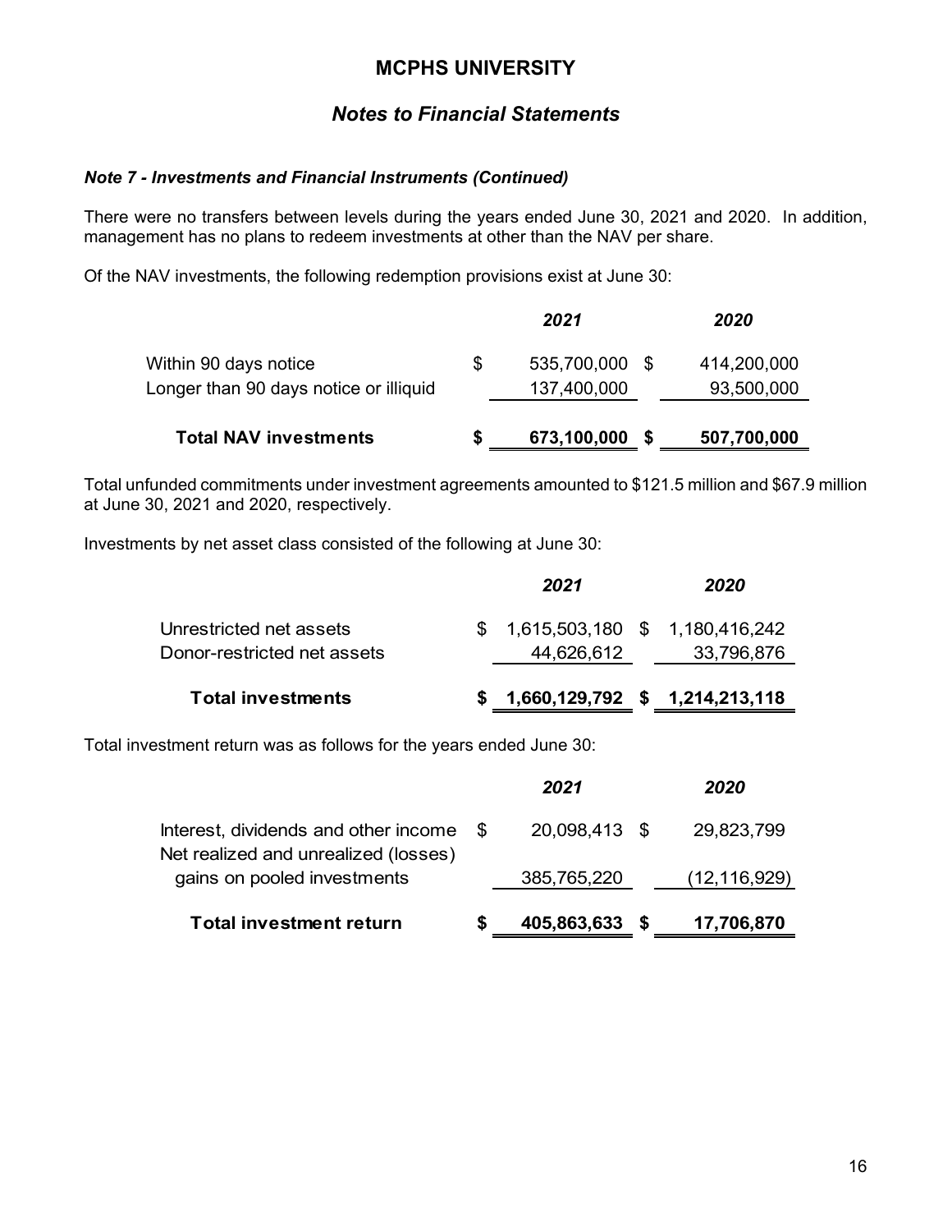# MCPHS UNIVERSITY

## *Notes to Financial Statements*

### *Note 7 - Investments and Financial Instruments (Continued)*

There were no transfers between levels during the years ended June 30, 2021 and 2020. In addition, management has no plans to redeem investments at other than the NAV per share.

Of the NAV investments, the following redemption provisions exist at June 30:

| | 2021 | 2020 |
|---|---|---|
| Within 90 days notice | $ 535,700,000 | $ 414,200,000 |
| Longer than 90 days notice or illiquid | 137,400,000 | 93,500,000 |
| **Total NAV investments** | **$ 673,100,000** | **$ 507,700,000** |

Total unfunded commitments under investment agreements amounted to $121.5 million and $67.9 million at June 30, 2021 and 2020, respectively.

Investments by net asset class consisted of the following at June 30:

| | 2021 | 2020 |
|---|---|---|
| Unrestricted net assets | $ 1,615,503,180 | $ 1,180,416,242 |
| Donor-restricted net assets | 44,626,612 | 33,796,876 |
| **Total investments** | **$ 1,660,129,792** | **$ 1,214,213,118** |

Total investment return was as follows for the years ended June 30:

| | 2021 | 2020 |
|---|---|---|
| Interest, dividends and other income | $ 20,098,413 | $ 29,823,799 |
| Net realized and unrealized (losses) gains on pooled investments | 385,765,220 | (12,116,929) |
| **Total investment return** | **$ 405,863,633** | **$ 17,706,870** |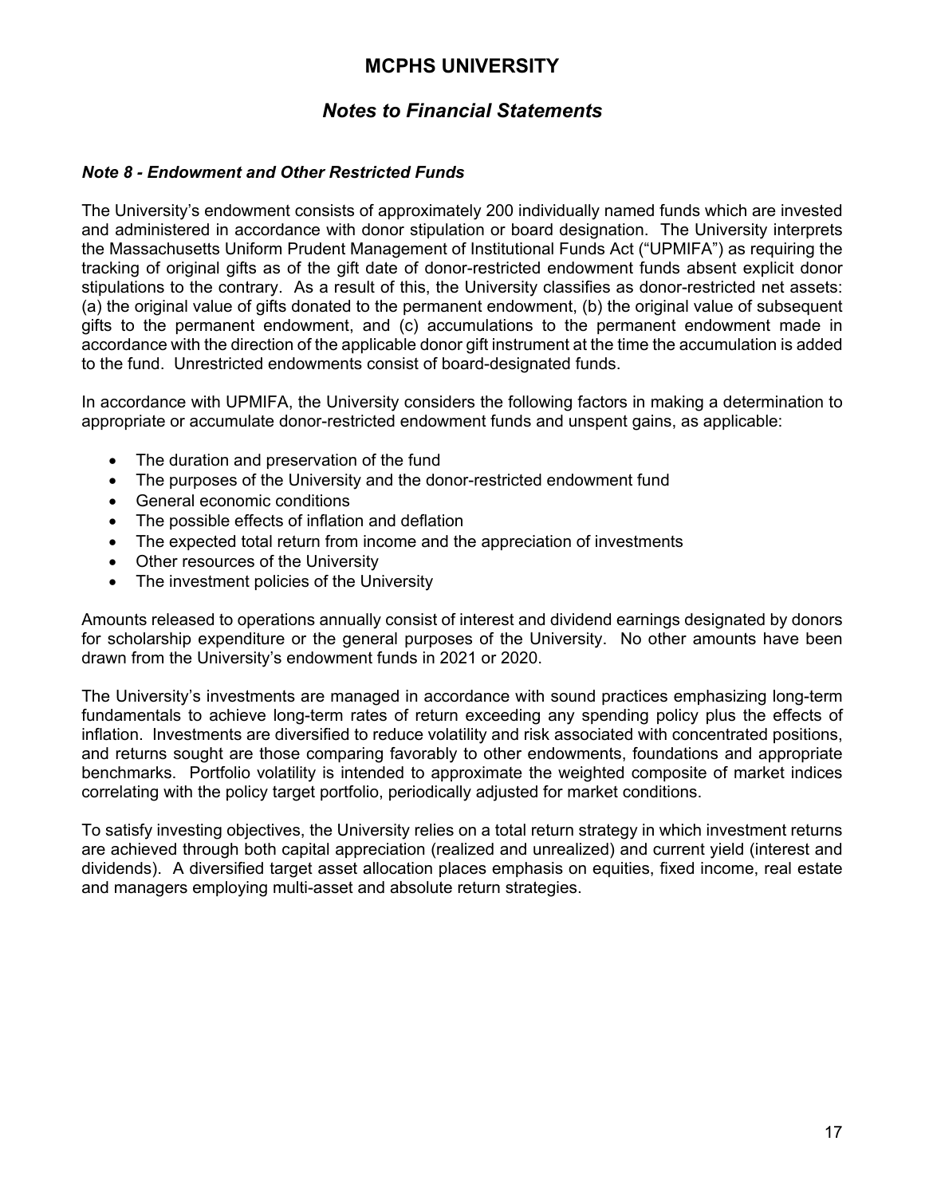## MCPHS UNIVERSITY

### *Notes to Financial Statements*

***Note 8 - Endowment and Other Restricted Funds***

The University's endowment consists of approximately 200 individually named funds which are invested and administered in accordance with donor stipulation or board designation. The University interprets the Massachusetts Uniform Prudent Management of Institutional Funds Act ("UPMIFA") as requiring the tracking of original gifts as of the gift date of donor-restricted endowment funds absent explicit donor stipulations to the contrary. As a result of this, the University classifies as donor-restricted net assets: (a) the original value of gifts donated to the permanent endowment, (b) the original value of subsequent gifts to the permanent endowment, and (c) accumulations to the permanent endowment made in accordance with the direction of the applicable donor gift instrument at the time the accumulation is added to the fund. Unrestricted endowments consist of board-designated funds.

In accordance with UPMIFA, the University considers the following factors in making a determination to appropriate or accumulate donor-restricted endowment funds and unspent gains, as applicable:

- The duration and preservation of the fund
- The purposes of the University and the donor-restricted endowment fund
- General economic conditions
- The possible effects of inflation and deflation
- The expected total return from income and the appreciation of investments
- Other resources of the University
- The investment policies of the University

Amounts released to operations annually consist of interest and dividend earnings designated by donors for scholarship expenditure or the general purposes of the University. No other amounts have been drawn from the University's endowment funds in 2021 or 2020.

The University's investments are managed in accordance with sound practices emphasizing long-term fundamentals to achieve long-term rates of return exceeding any spending policy plus the effects of inflation. Investments are diversified to reduce volatility and risk associated with concentrated positions, and returns sought are those comparing favorably to other endowments, foundations and appropriate benchmarks. Portfolio volatility is intended to approximate the weighted composite of market indices correlating with the policy target portfolio, periodically adjusted for market conditions.

To satisfy investing objectives, the University relies on a total return strategy in which investment returns are achieved through both capital appreciation (realized and unrealized) and current yield (interest and dividends). A diversified target asset allocation places emphasis on equities, fixed income, real estate and managers employing multi-asset and absolute return strategies.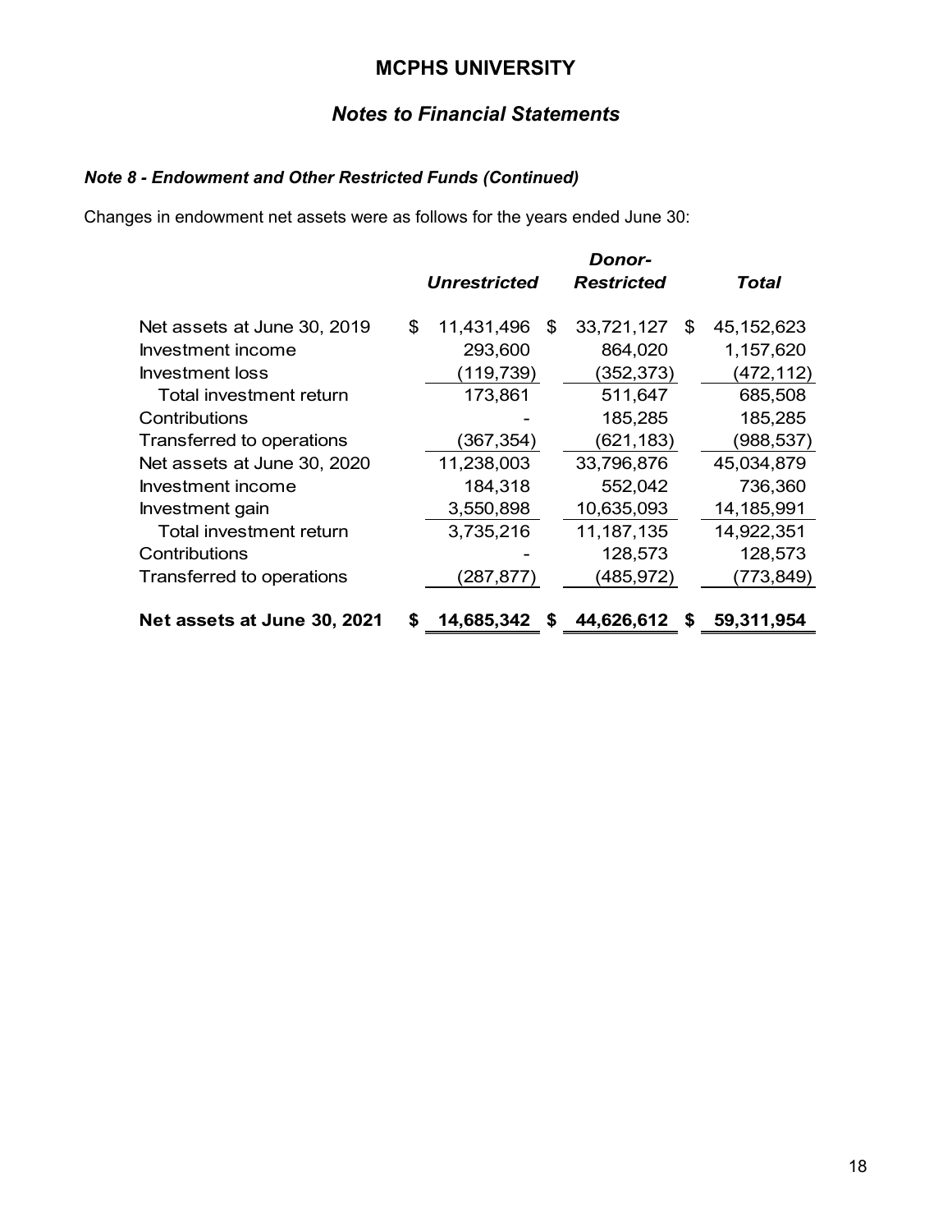# MCPHS UNIVERSITY

## *Notes to Financial Statements*

### *Note 8 - Endowment and Other Restricted Funds (Continued)*

Changes in endowment net assets were as follows for the years ended June 30:

| | *Unrestricted* | *Donor-Restricted* | *Total* |
|---|---|---|---|
| Net assets at June 30, 2019 | $ 11,431,496 | $ 33,721,127 | $ 45,152,623 |
| Investment income | 293,600 | 864,020 | 1,157,620 |
| Investment loss | (119,739) | (352,373) | (472,112) |
| Total investment return | 173,861 | 511,647 | 685,508 |
| Contributions | - | 185,285 | 185,285 |
| Transferred to operations | (367,354) | (621,183) | (988,537) |
| Net assets at June 30, 2020 | 11,238,003 | 33,796,876 | 45,034,879 |
| Investment income | 184,318 | 552,042 | 736,360 |
| Investment gain | 3,550,898 | 10,635,093 | 14,185,991 |
| Total investment return | 3,735,216 | 11,187,135 | 14,922,351 |
| Contributions | - | 128,573 | 128,573 |
| Transferred to operations | (287,877) | (485,972) | (773,849) |
| **Net assets at June 30, 2021** | **$ 14,685,342** | **$ 44,626,612** | **$ 59,311,954** |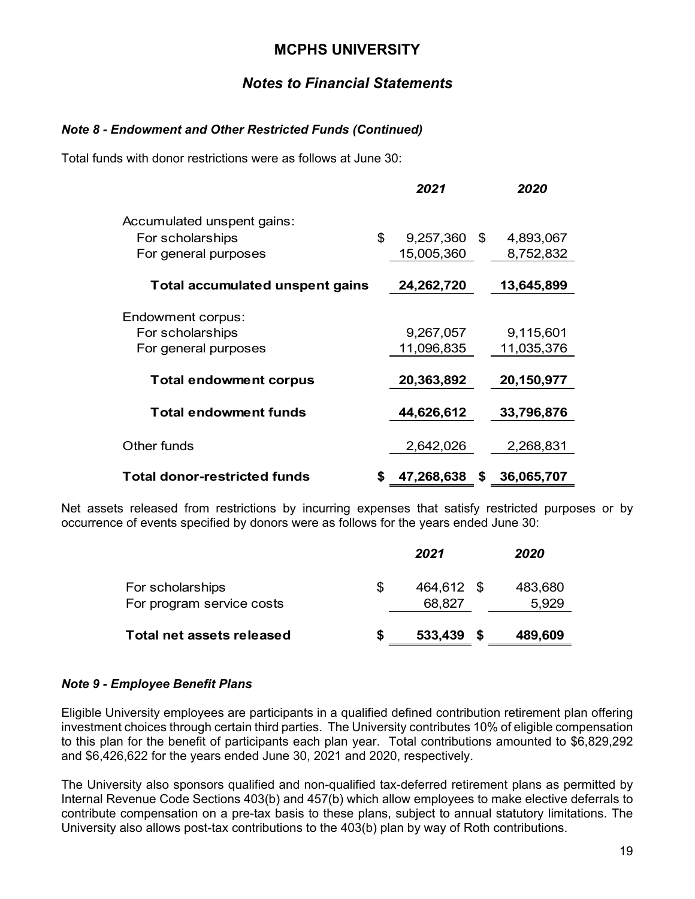# MCPHS UNIVERSITY

## *Notes to Financial Statements*

### *Note 8 - Endowment and Other Restricted Funds (Continued)*

Total funds with donor restrictions were as follows at June 30:

| | 2021 | 2020 |
|---|---|---|
| Accumulated unspent gains: | | |
| For scholarships | $ 9,257,360 | $ 4,893,067 |
| For general purposes | 15,005,360 | 8,752,832 |
| **Total accumulated unspent gains** | **24,262,720** | **13,645,899** |
| Endowment corpus: | | |
| For scholarships | 9,267,057 | 9,115,601 |
| For general purposes | 11,096,835 | 11,035,376 |
| **Total endowment corpus** | **20,363,892** | **20,150,977** |
| **Total endowment funds** | **44,626,612** | **33,796,876** |
| Other funds | 2,642,026 | 2,268,831 |
| **Total donor-restricted funds** | **$ 47,268,638** | **$ 36,065,707** |

Net assets released from restrictions by incurring expenses that satisfy restricted purposes or by occurrence of events specified by donors were as follows for the years ended June 30:

| | 2021 | 2020 |
|---|---|---|
| For scholarships | $ 464,612 | $ 483,680 |
| For program service costs | 68,827 | 5,929 |
| **Total net assets released** | **$ 533,439** | **$ 489,609** |

### *Note 9 - Employee Benefit Plans*

Eligible University employees are participants in a qualified defined contribution retirement plan offering investment choices through certain third parties. The University contributes 10% of eligible compensation to this plan for the benefit of participants each plan year. Total contributions amounted to $6,829,292 and $6,426,622 for the years ended June 30, 2021 and 2020, respectively.

The University also sponsors qualified and non-qualified tax-deferred retirement plans as permitted by Internal Revenue Code Sections 403(b) and 457(b) which allow employees to make elective deferrals to contribute compensation on a pre-tax basis to these plans, subject to annual statutory limitations. The University also allows post-tax contributions to the 403(b) plan by way of Roth contributions.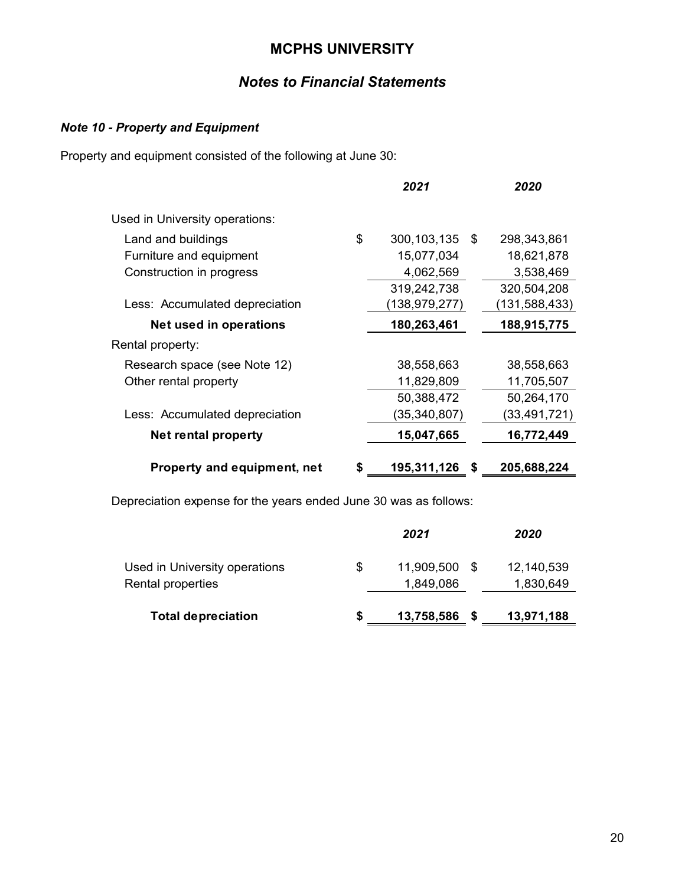# MCPHS UNIVERSITY

## *Notes to Financial Statements*

### *Note 10 - Property and Equipment*

Property and equipment consisted of the following at June 30:

| | 2021 | 2020 |
|---|---|---|
| Used in University operations: | | |
| Land and buildings | $ 300,103,135 | $ 298,343,861 |
| Furniture and equipment | 15,077,034 | 18,621,878 |
| Construction in progress | 4,062,569 | 3,538,469 |
| | 319,242,738 | 320,504,208 |
| Less: Accumulated depreciation | (138,979,277) | (131,588,433) |
| **Net used in operations** | **180,263,461** | **188,915,775** |
| Rental property: | | |
| Research space (see Note 12) | 38,558,663 | 38,558,663 |
| Other rental property | 11,829,809 | 11,705,507 |
| | 50,388,472 | 50,264,170 |
| Less: Accumulated depreciation | (35,340,807) | (33,491,721) |
| **Net rental property** | **15,047,665** | **16,772,449** |
| **Property and equipment, net** | **$ 195,311,126** | **$ 205,688,224** |

Depreciation expense for the years ended June 30 was as follows:

| | 2021 | 2020 |
|---|---|---|
| Used in University operations | $ 11,909,500 | $ 12,140,539 |
| Rental properties | 1,849,086 | 1,830,649 |
| **Total depreciation** | **$ 13,758,586** | **$ 13,971,188** |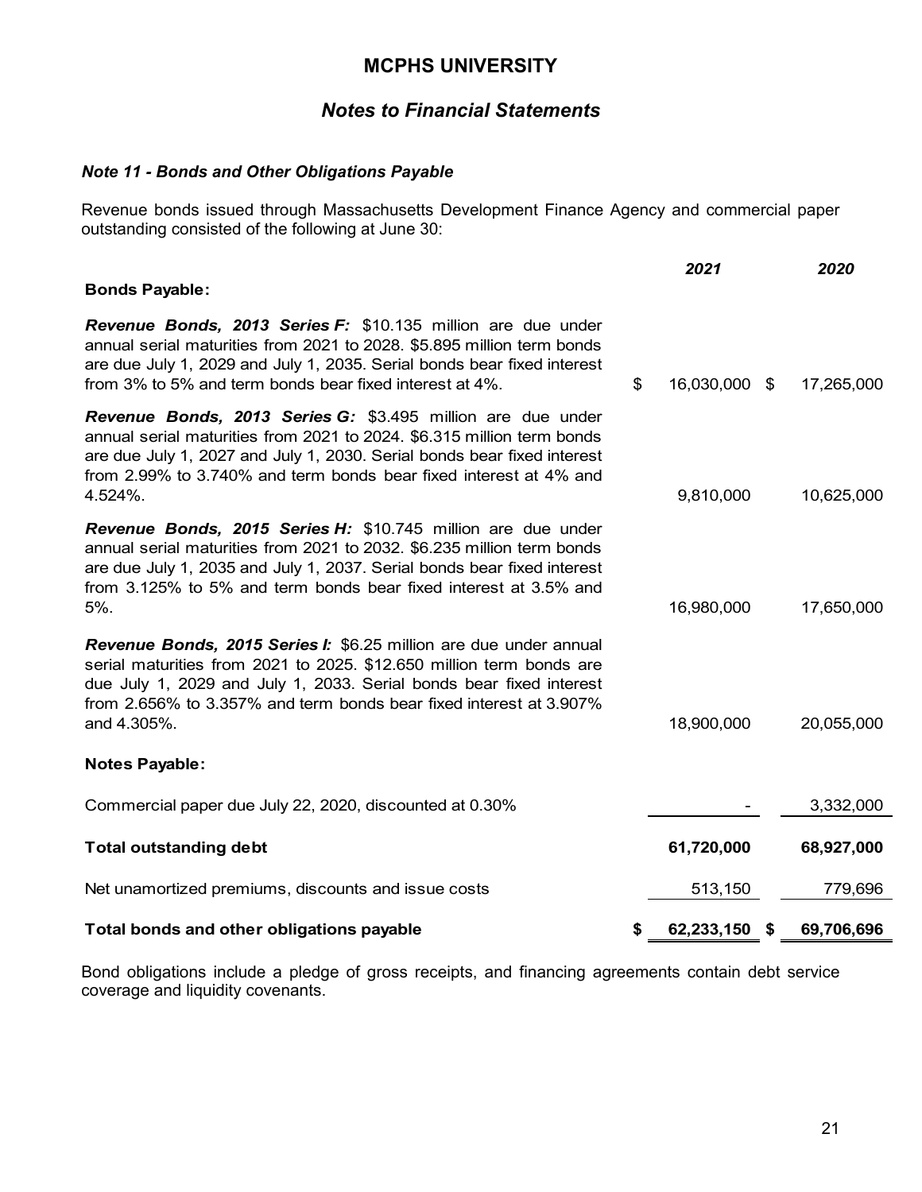# MCPHS UNIVERSITY

## *Notes to Financial Statements*

### *Note 11 - Bonds and Other Obligations Payable*

Revenue bonds issued through Massachusetts Development Finance Agency and commercial paper outstanding consisted of the following at June 30:

| | *2021* | *2020* |
|---|---|---|
| **Bonds Payable:** | | |
| ***Revenue Bonds, 2013 Series F:*** $10.135 million are due under annual serial maturities from 2021 to 2028. $5.895 million term bonds are due July 1, 2029 and July 1, 2035. Serial bonds bear fixed interest from 3% to 5% and term bonds bear fixed interest at 4%. | $ 16,030,000 | $ 17,265,000 |
| ***Revenue Bonds, 2013 Series G:*** $3.495 million are due under annual serial maturities from 2021 to 2024. $6.315 million term bonds are due July 1, 2027 and July 1, 2030. Serial bonds bear fixed interest from 2.99% to 3.740% and term bonds bear fixed interest at 4% and 4.524%. | 9,810,000 | 10,625,000 |
| ***Revenue Bonds, 2015 Series H:*** $10.745 million are due under annual serial maturities from 2021 to 2032. $6.235 million term bonds are due July 1, 2035 and July 1, 2037. Serial bonds bear fixed interest from 3.125% to 5% and term bonds bear fixed interest at 3.5% and 5%. | 16,980,000 | 17,650,000 |
| ***Revenue Bonds, 2015 Series I:*** $6.25 million are due under annual serial maturities from 2021 to 2025. $12.650 million term bonds are due July 1, 2029 and July 1, 2033. Serial bonds bear fixed interest from 2.656% to 3.357% and term bonds bear fixed interest at 3.907% and 4.305%. | 18,900,000 | 20,055,000 |
| **Notes Payable:** | | |
| Commercial paper due July 22, 2020, discounted at 0.30% | - | 3,332,000 |
| **Total outstanding debt** | **61,720,000** | **68,927,000** |
| Net unamortized premiums, discounts and issue costs | 513,150 | 779,696 |
| **Total bonds and other obligations payable** | **$ 62,233,150** | **$ 69,706,696** |

Bond obligations include a pledge of gross receipts, and financing agreements contain debt service coverage and liquidity covenants.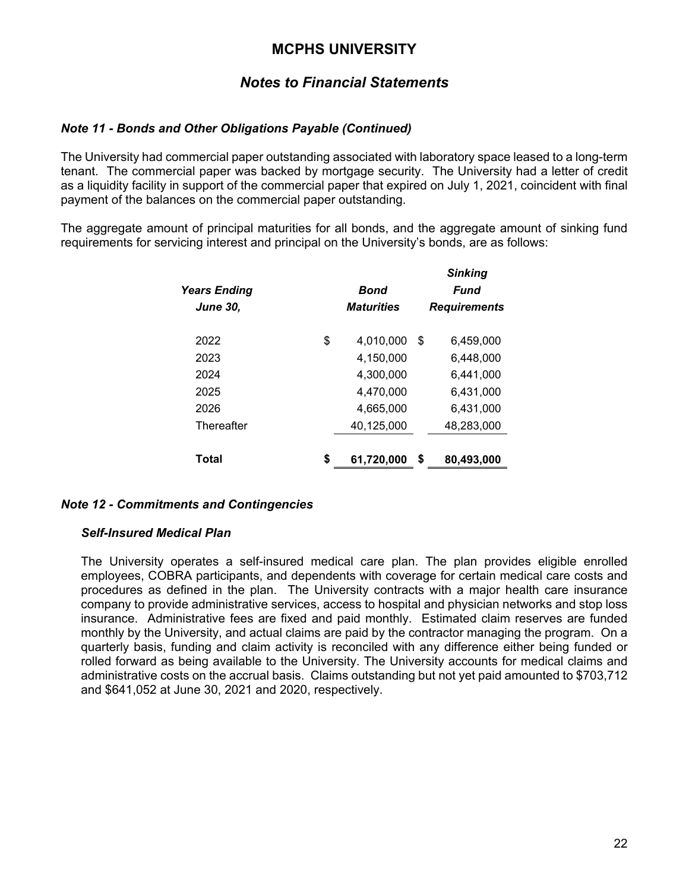# MCPHS UNIVERSITY

## *Notes to Financial Statements*

### *Note 11 - Bonds and Other Obligations Payable (Continued)*

The University had commercial paper outstanding associated with laboratory space leased to a long-term tenant. The commercial paper was backed by mortgage security. The University had a letter of credit as a liquidity facility in support of the commercial paper that expired on July 1, 2021, coincident with final payment of the balances on the commercial paper outstanding.

The aggregate amount of principal maturities for all bonds, and the aggregate amount of sinking fund requirements for servicing interest and principal on the University's bonds, are as follows:

| *Years Ending June 30,* | *Bond Maturities* | *Sinking Fund Requirements* |
|---|---|---|
| 2022 | $ 4,010,000 | $ 6,459,000 |
| 2023 | 4,150,000 | 6,448,000 |
| 2024 | 4,300,000 | 6,441,000 |
| 2025 | 4,470,000 | 6,431,000 |
| 2026 | 4,665,000 | 6,431,000 |
| Thereafter | 40,125,000 | 48,283,000 |
| **Total** | **$ 61,720,000** | **$ 80,493,000** |

### *Note 12 - Commitments and Contingencies*

#### *Self-Insured Medical Plan*

The University operates a self-insured medical care plan. The plan provides eligible enrolled employees, COBRA participants, and dependents with coverage for certain medical care costs and procedures as defined in the plan. The University contracts with a major health care insurance company to provide administrative services, access to hospital and physician networks and stop loss insurance. Administrative fees are fixed and paid monthly. Estimated claim reserves are funded monthly by the University, and actual claims are paid by the contractor managing the program. On a quarterly basis, funding and claim activity is reconciled with any difference either being funded or rolled forward as being available to the University. The University accounts for medical claims and administrative costs on the accrual basis. Claims outstanding but not yet paid amounted to $703,712 and $641,052 at June 30, 2021 and 2020, respectively.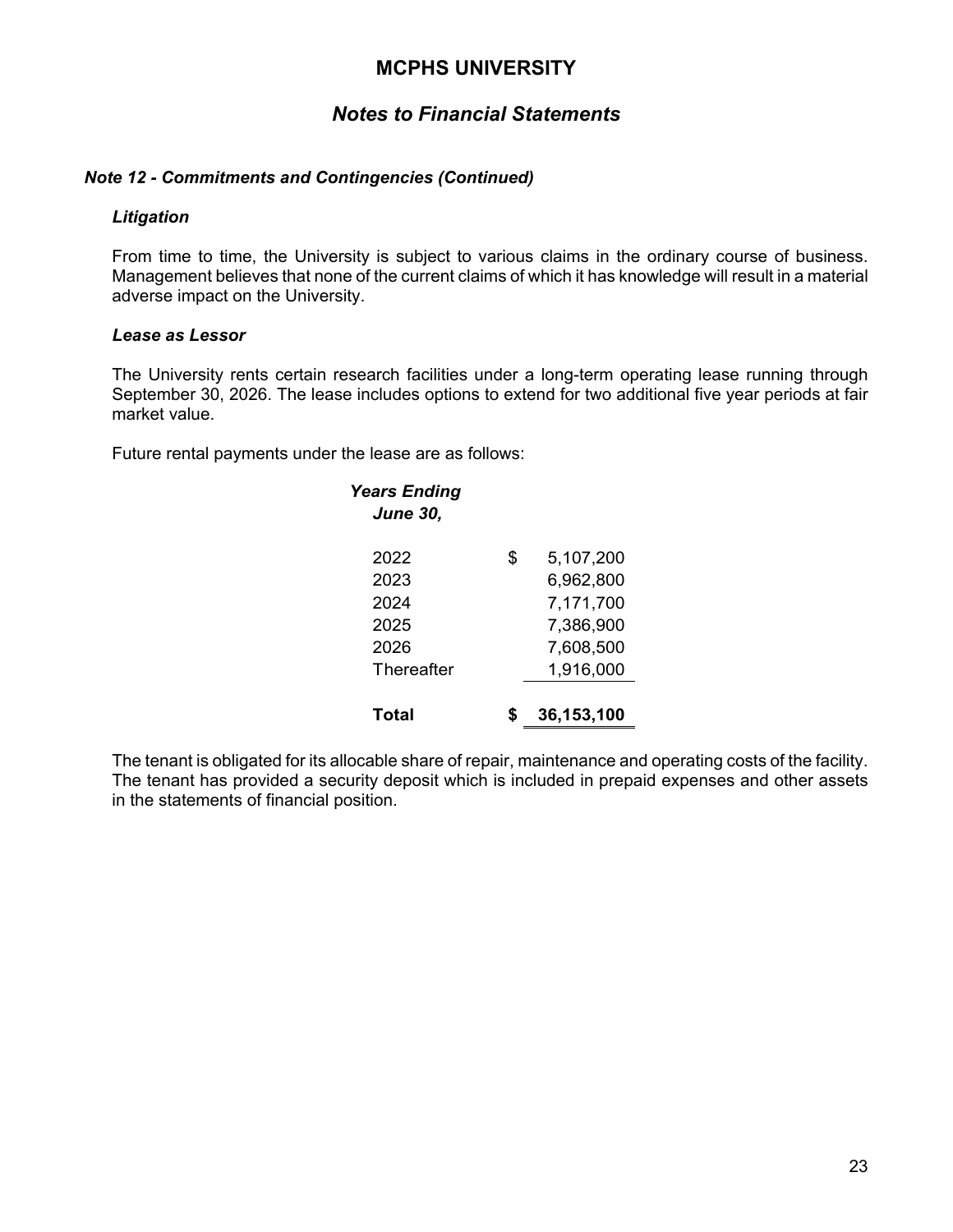# MCPHS UNIVERSITY

## *Notes to Financial Statements*

### *Note 12 - Commitments and Contingencies (Continued)*

#### *Litigation*

From time to time, the University is subject to various claims in the ordinary course of business. Management believes that none of the current claims of which it has knowledge will result in a material adverse impact on the University.

#### *Lease as Lessor*

The University rents certain research facilities under a long-term operating lease running through September 30, 2026. The lease includes options to extend for two additional five year periods at fair market value.

Future rental payments under the lease are as follows:

| *Years Ending June 30,* | |
|---|---|
| 2022 | $ 5,107,200 |
| 2023 | 6,962,800 |
| 2024 | 7,171,700 |
| 2025 | 7,386,900 |
| 2026 | 7,608,500 |
| Thereafter | 1,916,000 |
| **Total** | **$ 36,153,100** |

The tenant is obligated for its allocable share of repair, maintenance and operating costs of the facility. The tenant has provided a security deposit which is included in prepaid expenses and other assets in the statements of financial position.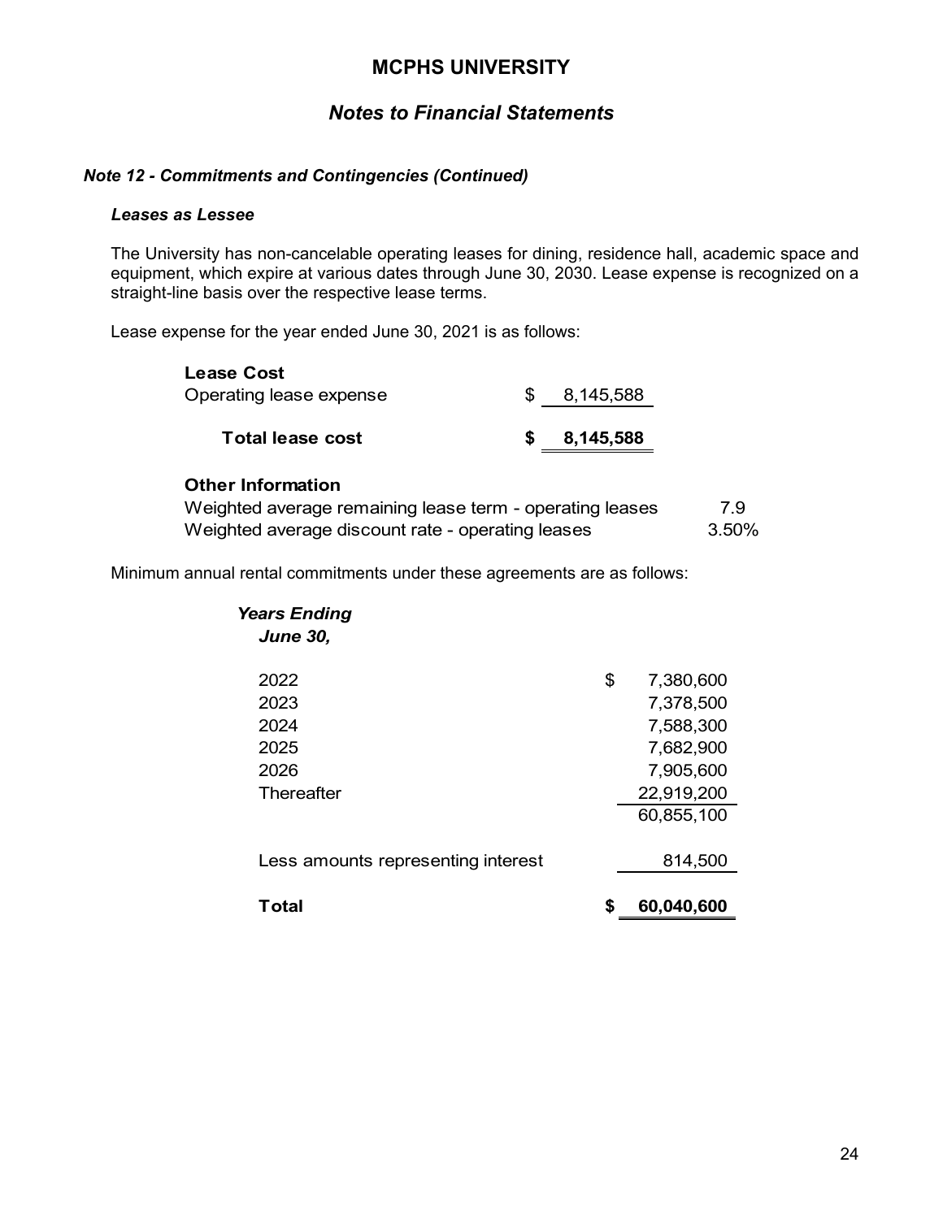# MCPHS UNIVERSITY

## *Notes to Financial Statements*

### *Note 12 - Commitments and Contingencies (Continued)*

#### *Leases as Lessee*

The University has non-cancelable operating leases for dining, residence hall, academic space and equipment, which expire at various dates through June 30, 2030. Lease expense is recognized on a straight-line basis over the respective lease terms.

Lease expense for the year ended June 30, 2021 is as follows:

| | |
|---|---|
| **Lease Cost** | |
| Operating lease expense | $ 8,145,588 |
| **Total lease cost** | **$ 8,145,588** |

| | |
|---|---|
| **Other Information** | |
| Weighted average remaining lease term - operating leases | 7.9 |
| Weighted average discount rate - operating leases | 3.50% |

Minimum annual rental commitments under these agreements are as follows:

| *Years Ending June 30,* | |
|---|---|
| 2022 | $ 7,380,600 |
| 2023 | 7,378,500 |
| 2024 | 7,588,300 |
| 2025 | 7,682,900 |
| 2026 | 7,905,600 |
| Thereafter | 22,919,200 |
| | 60,855,100 |
| Less amounts representing interest | 814,500 |
| **Total** | **$ 60,040,600** |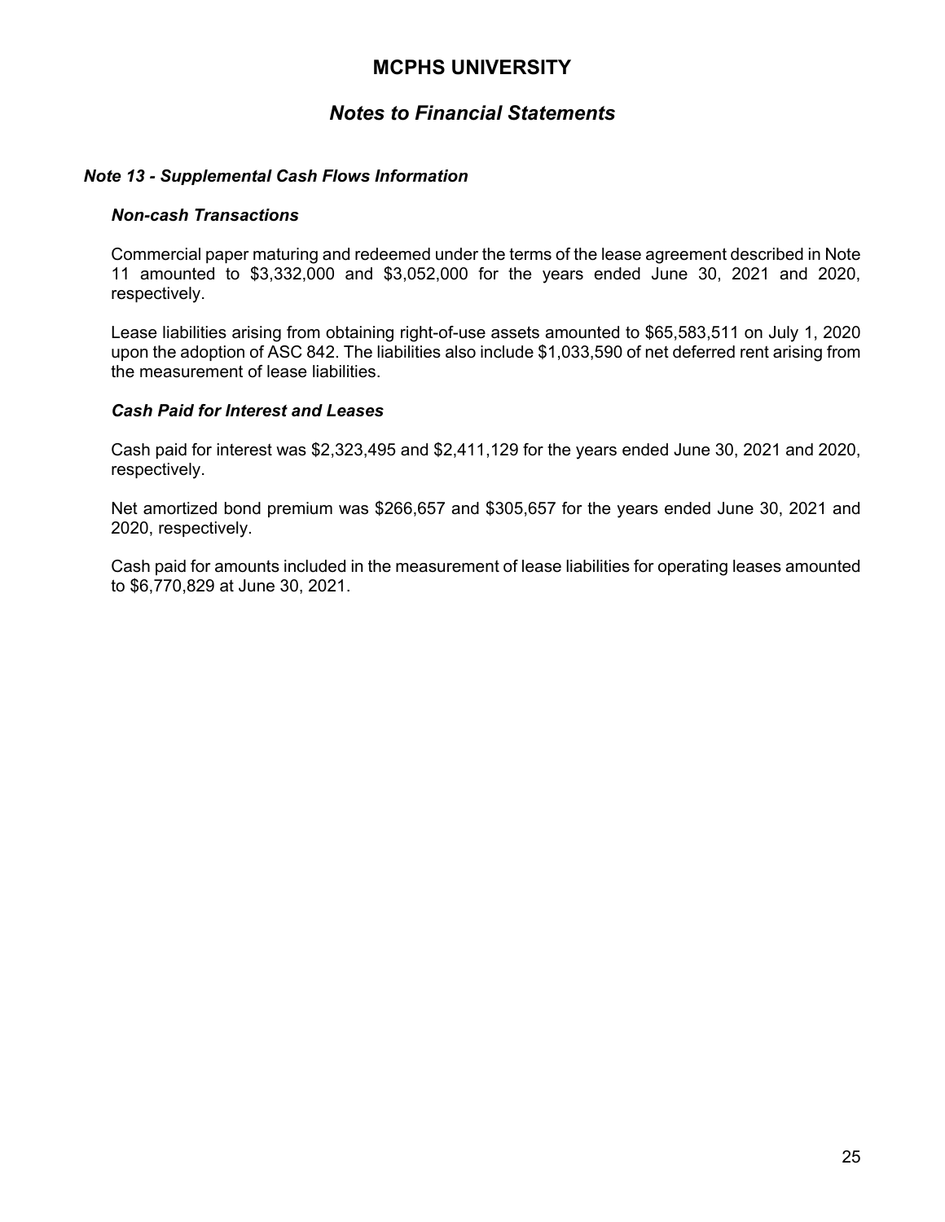# MCPHS UNIVERSITY

## *Notes to Financial Statements*

### *Note 13 - Supplemental Cash Flows Information*

#### *Non-cash Transactions*

Commercial paper maturing and redeemed under the terms of the lease agreement described in Note 11 amounted to $3,332,000 and $3,052,000 for the years ended June 30, 2021 and 2020, respectively.

Lease liabilities arising from obtaining right-of-use assets amounted to $65,583,511 on July 1, 2020 upon the adoption of ASC 842. The liabilities also include $1,033,590 of net deferred rent arising from the measurement of lease liabilities.

#### *Cash Paid for Interest and Leases*

Cash paid for interest was $2,323,495 and $2,411,129 for the years ended June 30, 2021 and 2020, respectively.

Net amortized bond premium was $266,657 and $305,657 for the years ended June 30, 2021 and 2020, respectively.

Cash paid for amounts included in the measurement of lease liabilities for operating leases amounted to $6,770,829 at June 30, 2021.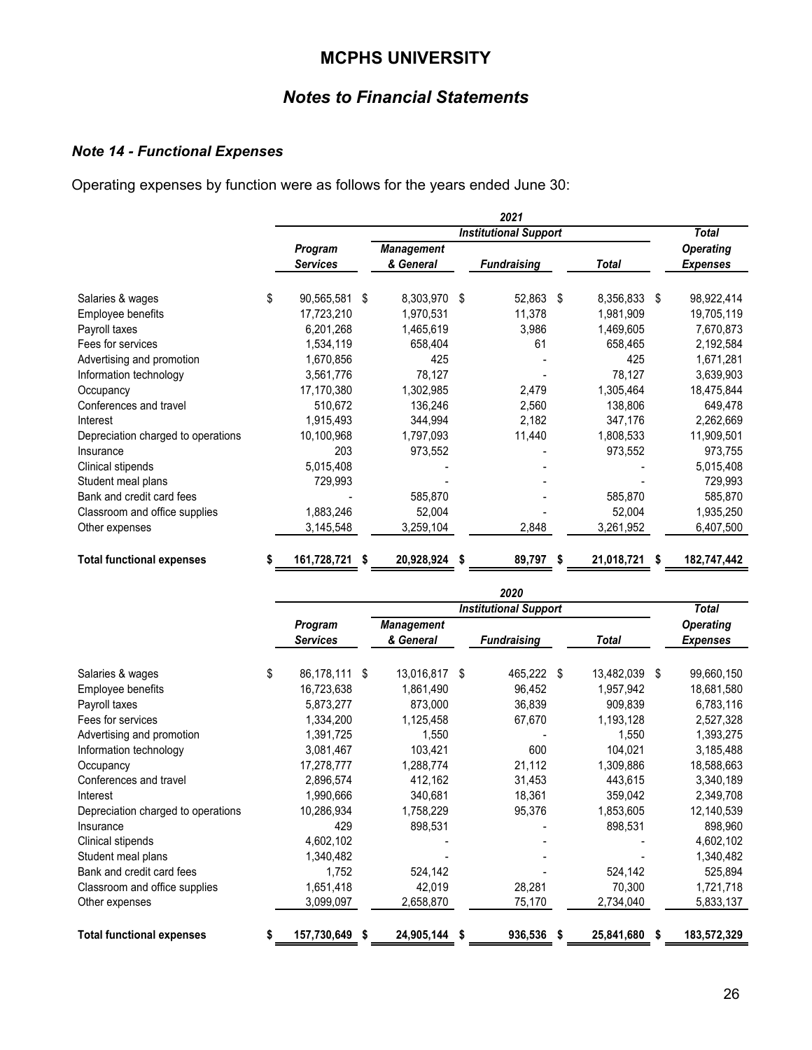## MCPHS UNIVERSITY

## *Notes to Financial Statements*

### *Note 14 - Functional Expenses*

Operating expenses by function were as follows for the years ended June 30:

| | 2021 | | | | |
|---|---|---|---|---|---|
| | | *Institutional Support* | | | *Total* |
| | *Program Services* | *Management & General* | *Fundraising* | *Total* | *Operating Expenses* |
| Salaries & wages | $ 90,565,581 | $ 8,303,970 | $ 52,863 | $ 8,356,833 | $ 98,922,414 |
| Employee benefits | 17,723,210 | 1,970,531 | 11,378 | 1,981,909 | 19,705,119 |
| Payroll taxes | 6,201,268 | 1,465,619 | 3,986 | 1,469,605 | 7,670,873 |
| Fees for services | 1,534,119 | 658,404 | 61 | 658,465 | 2,192,584 |
| Advertising and promotion | 1,670,856 | 425 | - | 425 | 1,671,281 |
| Information technology | 3,561,776 | 78,127 | - | 78,127 | 3,639,903 |
| Occupancy | 17,170,380 | 1,302,985 | 2,479 | 1,305,464 | 18,475,844 |
| Conferences and travel | 510,672 | 136,246 | 2,560 | 138,806 | 649,478 |
| Interest | 1,915,493 | 344,994 | 2,182 | 347,176 | 2,262,669 |
| Depreciation charged to operations | 10,100,968 | 1,797,093 | 11,440 | 1,808,533 | 11,909,501 |
| Insurance | 203 | 973,552 | - | 973,552 | 973,755 |
| Clinical stipends | 5,015,408 | - | - | - | 5,015,408 |
| Student meal plans | 729,993 | - | - | - | 729,993 |
| Bank and credit card fees | - | 585,870 | - | 585,870 | 585,870 |
| Classroom and office supplies | 1,883,246 | 52,004 | - | 52,004 | 1,935,250 |
| Other expenses | 3,145,548 | 3,259,104 | 2,848 | 3,261,952 | 6,407,500 |
| **Total functional expenses** | **$ 161,728,721** | **$ 20,928,924** | **$ 89,797** | **$ 21,018,721** | **$ 182,747,442** |

| | 2020 | | | | |
|---|---|---|---|---|---|
| | | *Institutional Support* | | | *Total* |
| | *Program Services* | *Management & General* | *Fundraising* | *Total* | *Operating Expenses* |
| Salaries & wages | $ 86,178,111 | $ 13,016,817 | $ 465,222 | $ 13,482,039 | $ 99,660,150 |
| Employee benefits | 16,723,638 | 1,861,490 | 96,452 | 1,957,942 | 18,681,580 |
| Payroll taxes | 5,873,277 | 873,000 | 36,839 | 909,839 | 6,783,116 |
| Fees for services | 1,334,200 | 1,125,458 | 67,670 | 1,193,128 | 2,527,328 |
| Advertising and promotion | 1,391,725 | 1,550 | - | 1,550 | 1,393,275 |
| Information technology | 3,081,467 | 103,421 | 600 | 104,021 | 3,185,488 |
| Occupancy | 17,278,777 | 1,288,774 | 21,112 | 1,309,886 | 18,588,663 |
| Conferences and travel | 2,896,574 | 412,162 | 31,453 | 443,615 | 3,340,189 |
| Interest | 1,990,666 | 340,681 | 18,361 | 359,042 | 2,349,708 |
| Depreciation charged to operations | 10,286,934 | 1,758,229 | 95,376 | 1,853,605 | 12,140,539 |
| Insurance | 429 | 898,531 | - | 898,531 | 898,960 |
| Clinical stipends | 4,602,102 | - | - | - | 4,602,102 |
| Student meal plans | 1,340,482 | - | - | - | 1,340,482 |
| Bank and credit card fees | 1,752 | 524,142 | - | 524,142 | 525,894 |
| Classroom and office supplies | 1,651,418 | 42,019 | 28,281 | 70,300 | 1,721,718 |
| Other expenses | 3,099,097 | 2,658,870 | 75,170 | 2,734,040 | 5,833,137 |
| **Total functional expenses** | **$ 157,730,649** | **$ 24,905,144** | **$ 936,536** | **$ 25,841,680** | **$ 183,572,329** |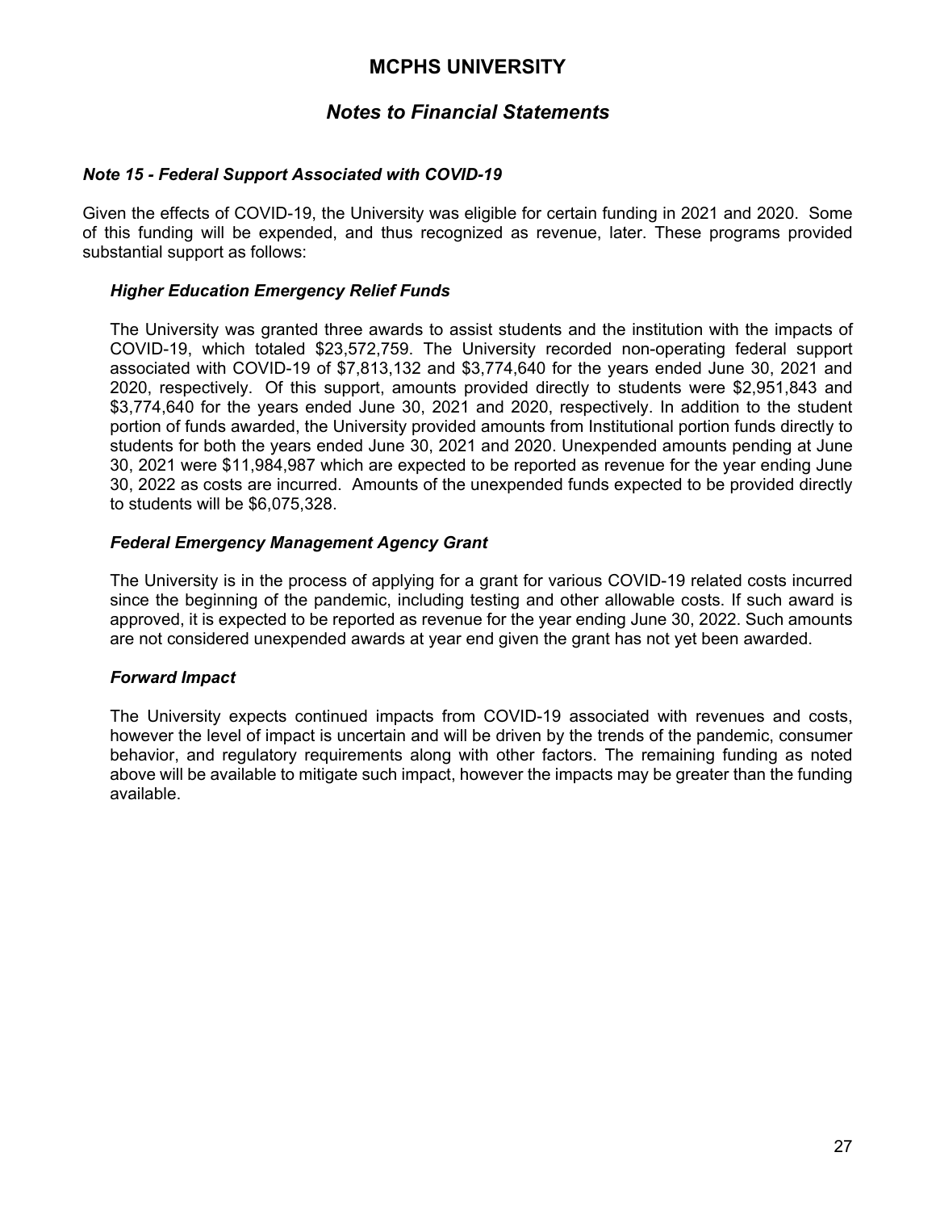# MCPHS UNIVERSITY

## *Notes to Financial Statements*

### *Note 15 - Federal Support Associated with COVID-19*

Given the effects of COVID-19, the University was eligible for certain funding in 2021 and 2020. Some of this funding will be expended, and thus recognized as revenue, later. These programs provided substantial support as follows:

#### *Higher Education Emergency Relief Funds*

The University was granted three awards to assist students and the institution with the impacts of COVID-19, which totaled $23,572,759. The University recorded non-operating federal support associated with COVID-19 of $7,813,132 and $3,774,640 for the years ended June 30, 2021 and 2020, respectively. Of this support, amounts provided directly to students were $2,951,843 and $3,774,640 for the years ended June 30, 2021 and 2020, respectively. In addition to the student portion of funds awarded, the University provided amounts from Institutional portion funds directly to students for both the years ended June 30, 2021 and 2020. Unexpended amounts pending at June 30, 2021 were $11,984,987 which are expected to be reported as revenue for the year ending June 30, 2022 as costs are incurred. Amounts of the unexpended funds expected to be provided directly to students will be $6,075,328.

#### *Federal Emergency Management Agency Grant*

The University is in the process of applying for a grant for various COVID-19 related costs incurred since the beginning of the pandemic, including testing and other allowable costs. If such award is approved, it is expected to be reported as revenue for the year ending June 30, 2022. Such amounts are not considered unexpended awards at year end given the grant has not yet been awarded.

#### *Forward Impact*

The University expects continued impacts from COVID-19 associated with revenues and costs, however the level of impact is uncertain and will be driven by the trends of the pandemic, consumer behavior, and regulatory requirements along with other factors. The remaining funding as noted above will be available to mitigate such impact, however the impacts may be greater than the funding available.